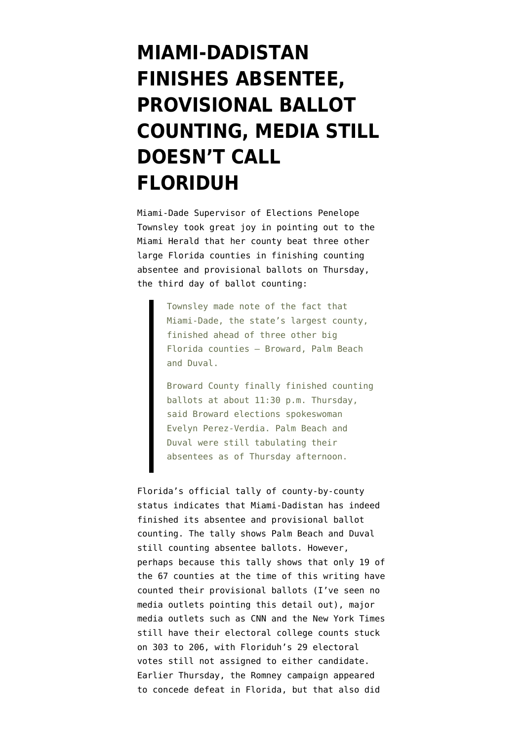# MIAMI-DADISTAN FINISHES ABSENTEE, PROVISIONAL BALLOT COUNTING, MEDIA STILL DOESN'T CALL FLORIDUH

Miami-Dade Supervisor of Elections Penelope Townsley took great joy in pointing out to the Miami Herald that her county beat three other large Florida counties in finishing counting absentee and provisional ballots on Thursday, the third day of ballot counting:

> Townsley made note of the fact that Miami-Dade, the state's largest county, finished ahead of three other big Florida counties — Broward, Palm Beach and Duval.
>
> Broward County finally finished counting ballots at about 11:30 p.m. Thursday, said Broward elections spokeswoman Evelyn Perez-Verdia. Palm Beach and Duval were still tabulating their absentees as of Thursday afternoon.

Florida's official tally of county-by-county status indicates that Miami-Dadistan has indeed finished its absentee and provisional ballot counting. The tally shows Palm Beach and Duval still counting absentee ballots. However, perhaps because this tally shows that only 19 of the 67 counties at the time of this writing have counted their provisional ballots (I've seen no media outlets pointing this detail out), major media outlets such as CNN and the New York Times still have their electoral college counts stuck on 303 to 206, with Floriduh's 29 electoral votes still not assigned to either candidate. Earlier Thursday, the Romney campaign appeared to concede defeat in Florida, but that also did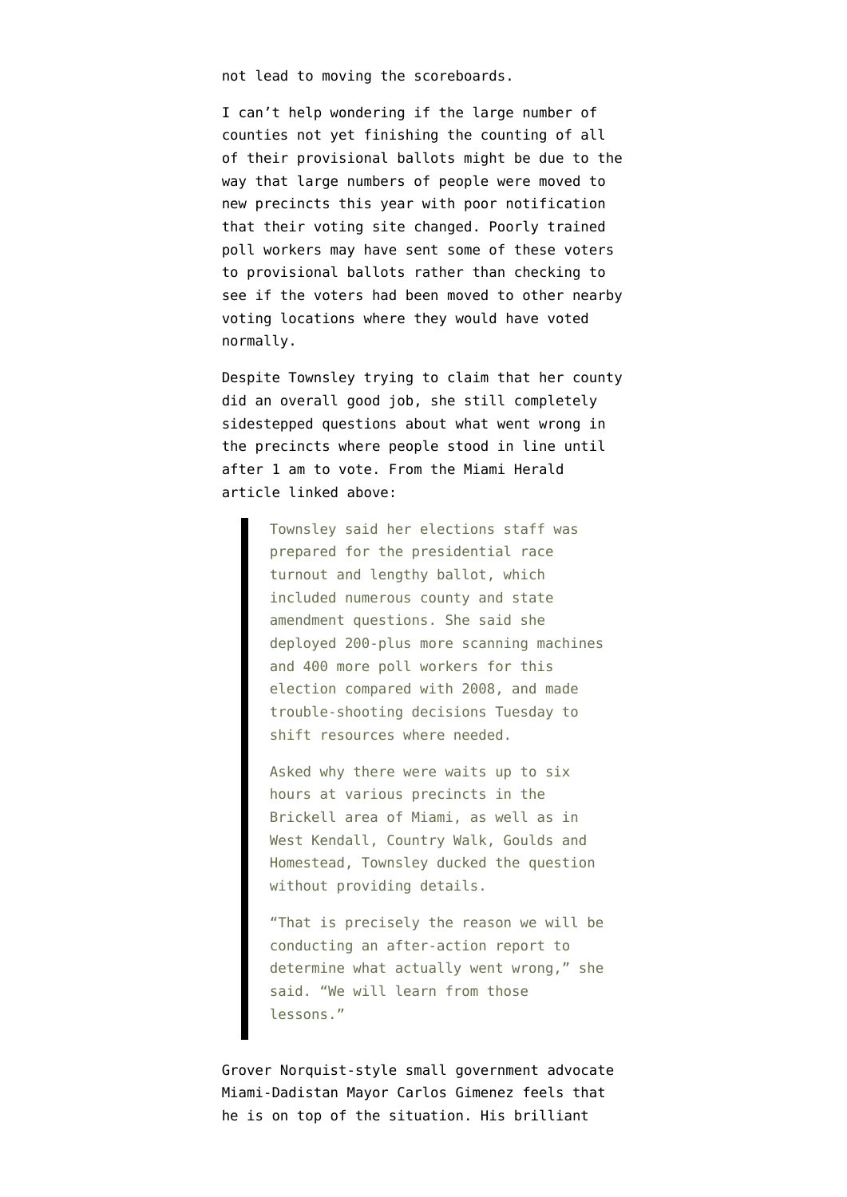not lead to moving the scoreboards.

I can't help wondering if the large number of counties not yet finishing the counting of all of their provisional ballots might be due to the way that large numbers of people were moved to new precincts this year with poor notification that their voting site changed. Poorly trained poll workers may have sent some of these voters to provisional ballots rather than checking to see if the voters had been moved to other nearby voting locations where they would have voted normally.

Despite Townsley trying to claim that her county did an overall good job, she still completely sidestepped questions about what went wrong in the precincts where people stood in line until after 1 am to vote. From the Miami Herald article linked above:

> Townsley said her elections staff was prepared for the presidential race turnout and lengthy ballot, which included numerous county and state amendment questions. She said she deployed 200-plus more scanning machines and 400 more poll workers for this election compared with 2008, and made trouble-shooting decisions Tuesday to shift resources where needed.
>
> Asked why there were waits up to six hours at various precincts in the Brickell area of Miami, as well as in West Kendall, Country Walk, Goulds and Homestead, Townsley ducked the question without providing details.
>
> "That is precisely the reason we will be conducting an after-action report to determine what actually went wrong," she said. "We will learn from those lessons."

Grover Norquist-style small government advocate Miami-Dadistan Mayor Carlos Gimenez feels that he is on top of the situation. His brilliant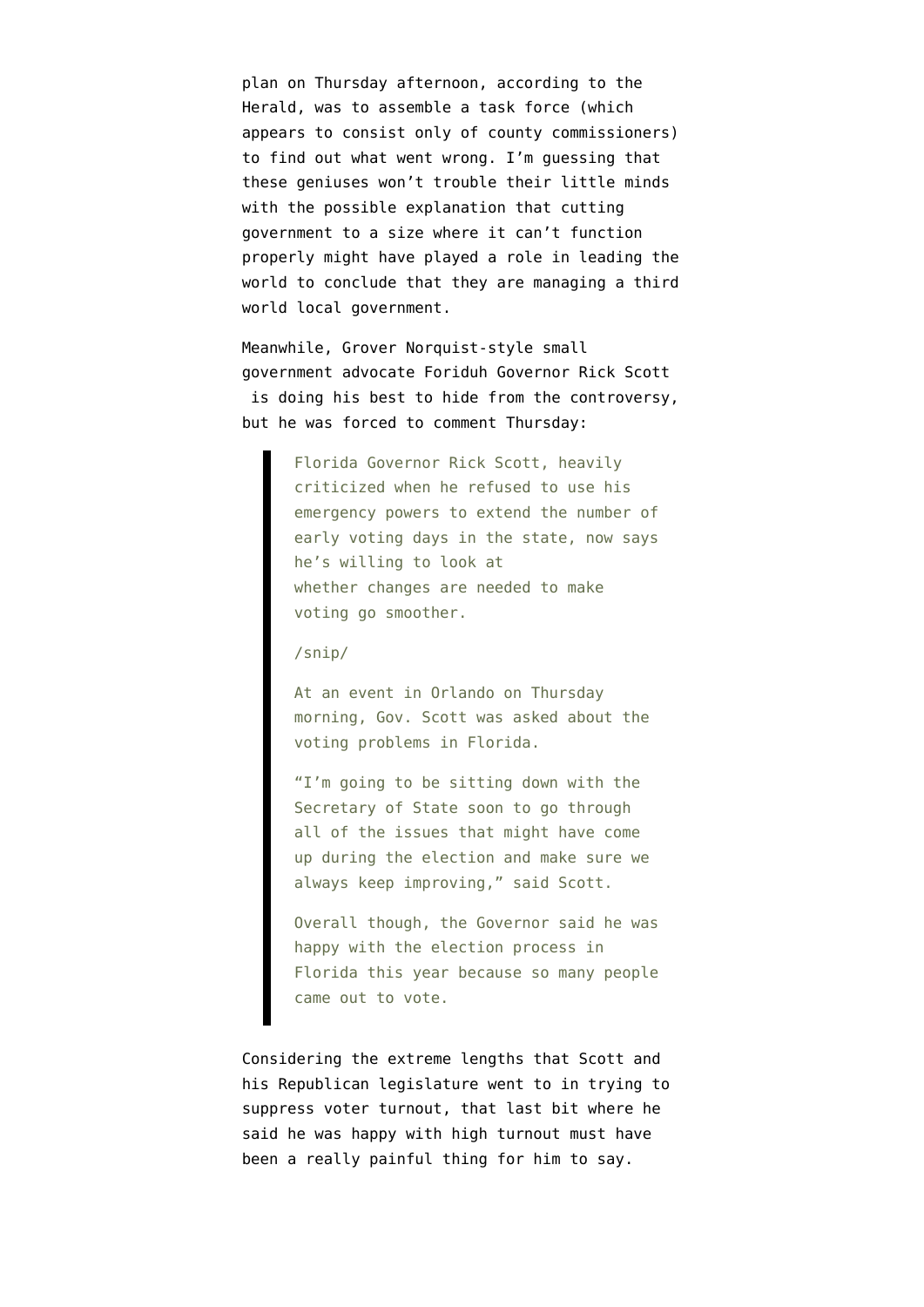plan on Thursday afternoon, according to the Herald, was to assemble a task force (which appears to consist only of county commissioners) to find out what went wrong. I'm guessing that these geniuses won't trouble their little minds with the possible explanation that cutting government to a size where it can't function properly might have played a role in leading the world to conclude that they are managing a third world local government.

Meanwhile, Grover Norquist-style small government advocate Foriduh Governor Rick Scott is doing his best to hide from the controversy, but he was forced to comment Thursday:

> Florida Governor Rick Scott, heavily criticized when he refused to use his emergency powers to extend the number of early voting days in the state, now says he's willing to look at whether changes are needed to make voting go smoother.
>
> /snip/
>
> At an event in Orlando on Thursday morning, Gov. Scott was asked about the voting problems in Florida.
>
> "I'm going to be sitting down with the Secretary of State soon to go through all of the issues that might have come up during the election and make sure we always keep improving," said Scott.
>
> Overall though, the Governor said he was happy with the election process in Florida this year because so many people came out to vote.

Considering the extreme lengths that Scott and his Republican legislature went to in trying to suppress voter turnout, that last bit where he said he was happy with high turnout must have been a really painful thing for him to say.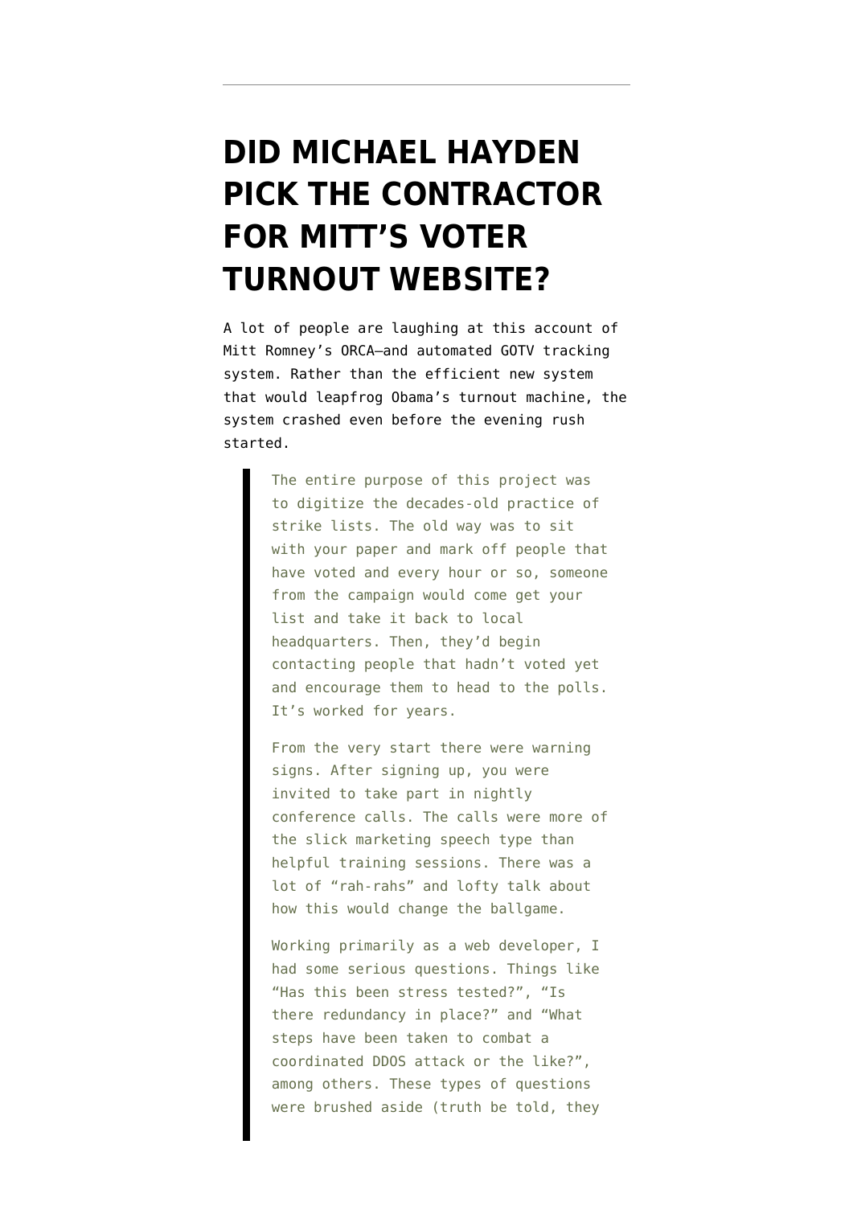# DID MICHAEL HAYDEN PICK THE CONTRACTOR FOR MITT'S VOTER TURNOUT WEBSITE?

A lot of people are laughing at this account of Mitt Romney's ORCA—and automated GOTV tracking system. Rather than the efficient new system that would leapfrog Obama's turnout machine, the system crashed even before the evening rush started.

> The entire purpose of this project was to digitize the decades-old practice of strike lists. The old way was to sit with your paper and mark off people that have voted and every hour or so, someone from the campaign would come get your list and take it back to local headquarters. Then, they'd begin contacting people that hadn't voted yet and encourage them to head to the polls. It's worked for years.
>
> From the very start there were warning signs. After signing up, you were invited to take part in nightly conference calls. The calls were more of the slick marketing speech type than helpful training sessions. There was a lot of "rah-rahs" and lofty talk about how this would change the ballgame.
>
> Working primarily as a web developer, I had some serious questions. Things like "Has this been stress tested?", "Is there redundancy in place?" and "What steps have been taken to combat a coordinated DDOS attack or the like?", among others. These types of questions were brushed aside (truth be told, they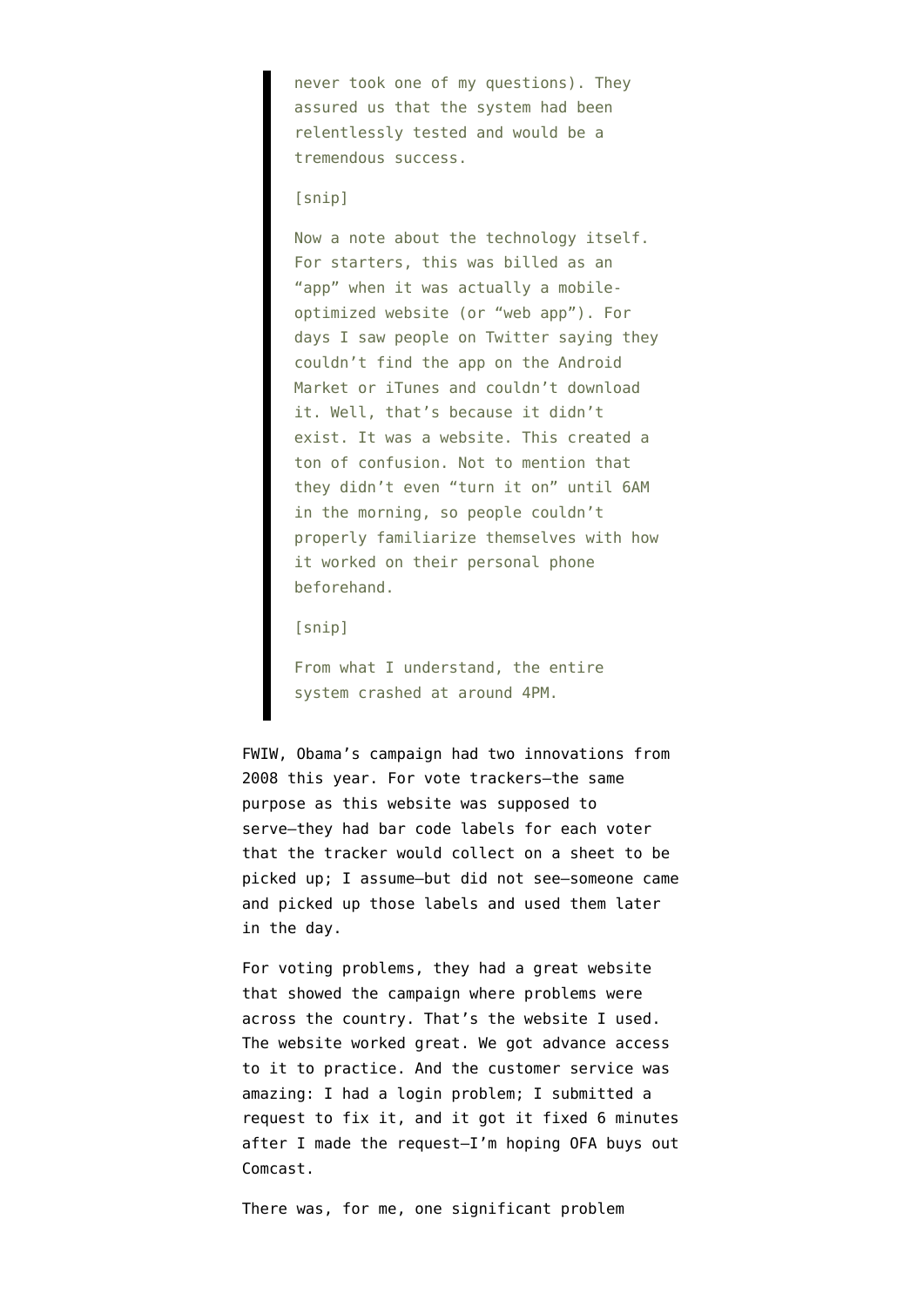> never took one of my questions). They assured us that the system had been relentlessly tested and would be a tremendous success.
>
> [snip]
>
> Now a note about the technology itself. For starters, this was billed as an "app" when it was actually a mobile-optimized website (or "web app"). For days I saw people on Twitter saying they couldn't find the app on the Android Market or iTunes and couldn't download it. Well, that's because it didn't exist. It was a website. This created a ton of confusion. Not to mention that they didn't even "turn it on" until 6AM in the morning, so people couldn't properly familiarize themselves with how it worked on their personal phone beforehand.
>
> [snip]
>
> From what I understand, the entire system crashed at around 4PM.

FWIW, Obama's campaign had two innovations from 2008 this year. For vote trackers–the same purpose as this website was supposed to serve–they had bar code labels for each voter that the tracker would collect on a sheet to be picked up; I assume–but did not see–someone came and picked up those labels and used them later in the day.

For voting problems, they had a great website that showed the campaign where problems were across the country. That's the website I used. The website worked great. We got advance access to it to practice. And the customer service was amazing: I had a login problem; I submitted a request to fix it, and it got it fixed 6 minutes after I made the request–I'm hoping OFA buys out Comcast.

There was, for me, one significant problem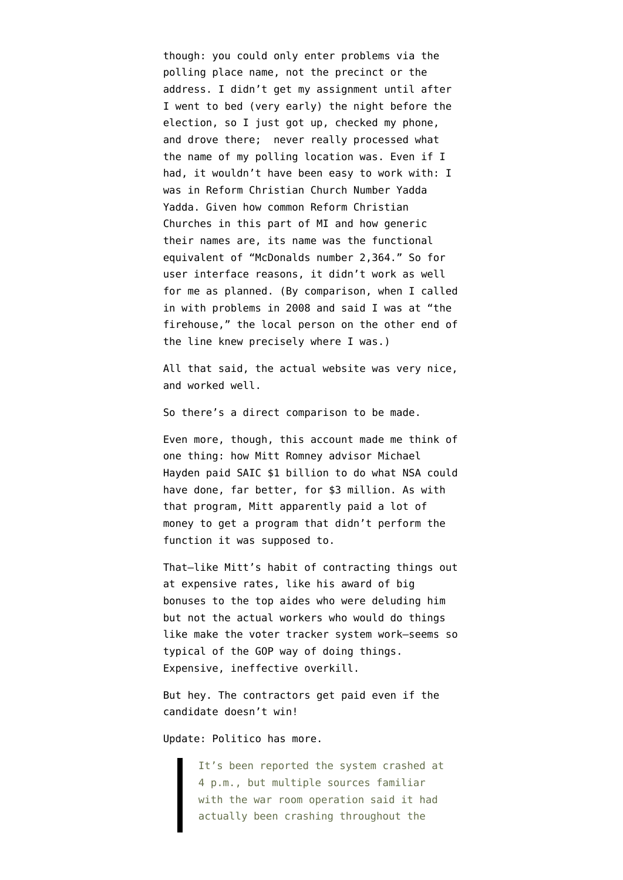though: you could only enter problems via the polling place name, not the precinct or the address. I didn't get my assignment until after I went to bed (very early) the night before the election, so I just got up, checked my phone, and drove there;  never really processed what the name of my polling location was. Even if I had, it wouldn't have been easy to work with: I was in Reform Christian Church Number Yadda Yadda. Given how common Reform Christian Churches in this part of MI and how generic their names are, its name was the functional equivalent of "McDonalds number 2,364." So for user interface reasons, it didn't work as well for me as planned. (By comparison, when I called in with problems in 2008 and said I was at "the firehouse," the local person on the other end of the line knew precisely where I was.)

All that said, the actual website was very nice, and worked well.

So there's a direct comparison to be made.

Even more, though, this account made me think of one thing: how Mitt Romney advisor Michael Hayden paid SAIC $1 billion to do what NSA could have done, far better, for $3 million. As with that program, Mitt apparently paid a lot of money to get a program that didn't perform the function it was supposed to.

That—like Mitt's habit of contracting things out at expensive rates, like his award of big bonuses to the top aides who were deluding him but not the actual workers who would do things like make the voter tracker system work—seems so typical of the GOP way of doing things. Expensive, ineffective overkill.

But hey. The contractors get paid even if the candidate doesn't win!

Update: Politico has more.

> It's been reported the system crashed at 4 p.m., but multiple sources familiar with the war room operation said it had actually been crashing throughout the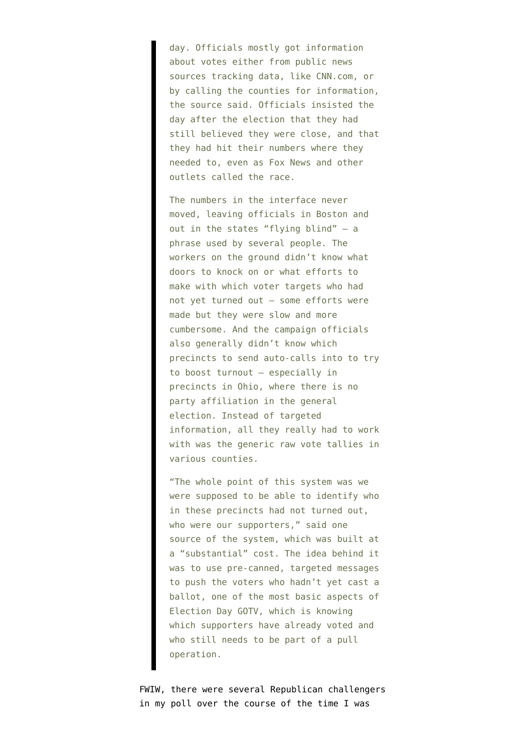> day. Officials mostly got information about votes either from public news sources tracking data, like CNN.com, or by calling the counties for information, the source said. Officials insisted the day after the election that they had still believed they were close, and that they had hit their numbers where they needed to, even as Fox News and other outlets called the race.
>
> The numbers in the interface never moved, leaving officials in Boston and out in the states "flying blind" — a phrase used by several people. The workers on the ground didn't know what doors to knock on or what efforts to make with which voter targets who had not yet turned out — some efforts were made but they were slow and more cumbersome. And the campaign officials also generally didn't know which precincts to send auto-calls into to try to boost turnout — especially in precincts in Ohio, where there is no party affiliation in the general election. Instead of targeted information, all they really had to work with was the generic raw vote tallies in various counties.
>
> "The whole point of this system was we were supposed to be able to identify who in these precincts had not turned out, who were our supporters," said one source of the system, which was built at a "substantial" cost. The idea behind it was to use pre-canned, targeted messages to push the voters who hadn't yet cast a ballot, one of the most basic aspects of Election Day GOTV, which is knowing which supporters have already voted and who still needs to be part of a pull operation.

FWIW, there were several Republican challengers in my poll over the course of the time I was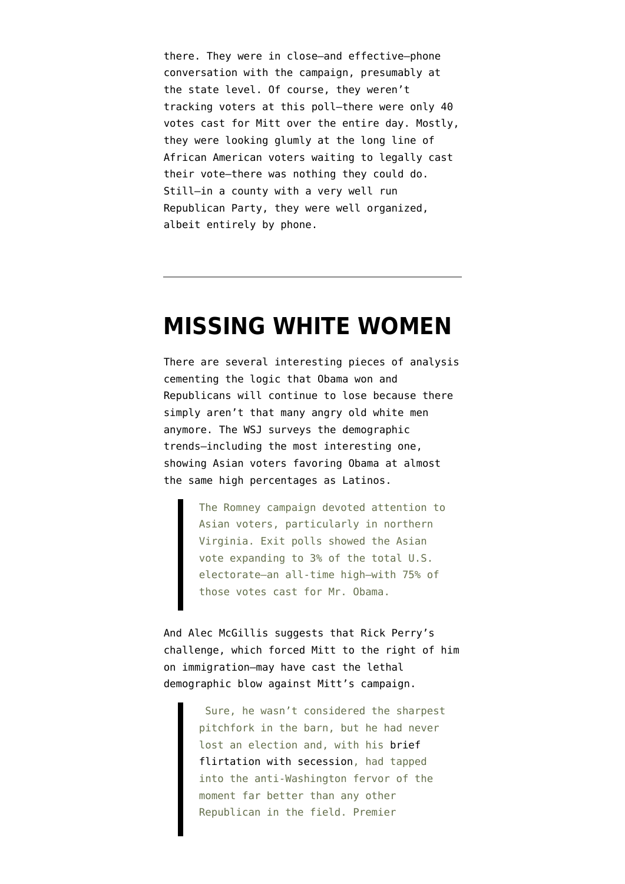there. They were in close—and effective—phone conversation with the campaign, presumably at the state level. Of course, they weren't tracking voters at this poll—there were only 40 votes cast for Mitt over the entire day. Mostly, they were looking glumly at the long line of African American voters waiting to legally cast their vote—there was nothing they could do. Still—in a county with a very well run Republican Party, they were well organized, albeit entirely by phone.

---

# MISSING WHITE WOMEN

There are several interesting pieces of analysis cementing the logic that Obama won and Republicans will continue to lose because there simply aren't that many angry old white men anymore. The WSJ surveys the demographic trends—including the most interesting one, showing Asian voters favoring Obama at almost the same high percentages as Latinos.

> The Romney campaign devoted attention to Asian voters, particularly in northern Virginia. Exit polls showed the Asian vote expanding to 3% of the total U.S. electorate—an all-time high—with 75% of those votes cast for Mr. Obama.

And Alec McGillis suggests that Rick Perry's challenge, which forced Mitt to the right of him on immigration—may have cast the lethal demographic blow against Mitt's campaign.

> Sure, he wasn't considered the sharpest pitchfork in the barn, but he had never lost an election and, with his brief flirtation with secession, had tapped into the anti-Washington fervor of the moment far better than any other Republican in the field. Premier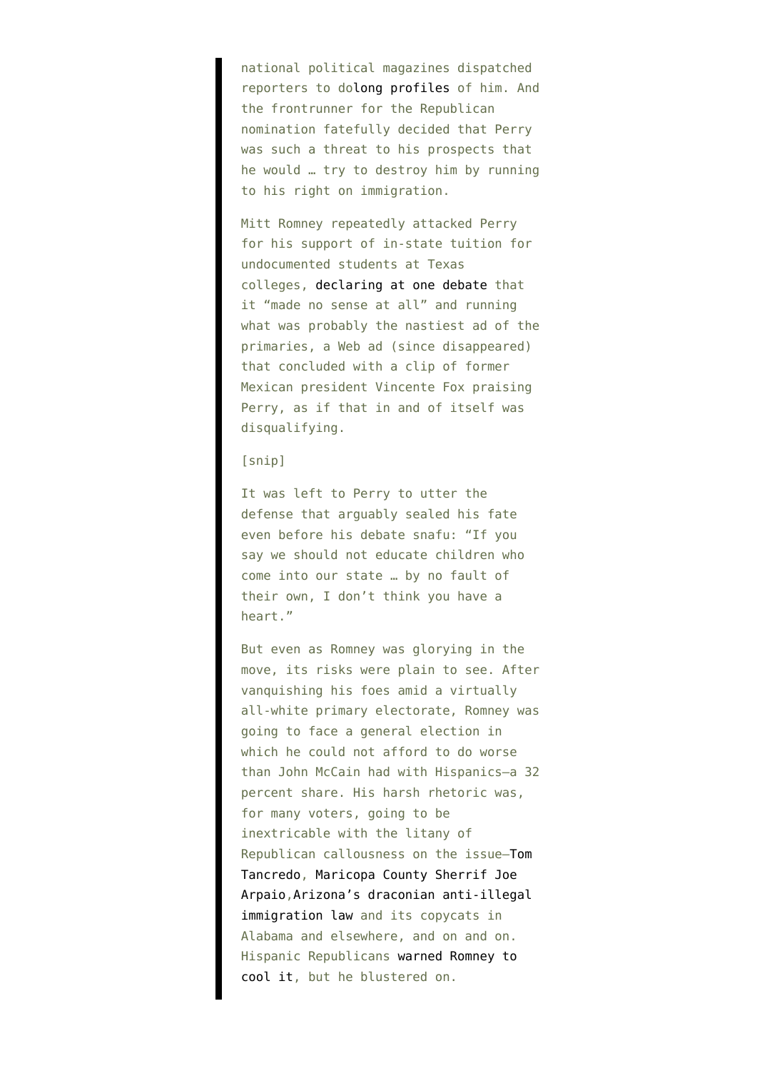> national political magazines dispatched reporters to dolong profiles of him. And the frontrunner for the Republican nomination fatefully decided that Perry was such a threat to his prospects that he would … try to destroy him by running to his right on immigration.
>
> Mitt Romney repeatedly attacked Perry for his support of in-state tuition for undocumented students at Texas colleges, declaring at one debate that it "made no sense at all" and running what was probably the nastiest ad of the primaries, a Web ad (since disappeared) that concluded with a clip of former Mexican president Vincente Fox praising Perry, as if that in and of itself was disqualifying.
>
> [snip]
>
> It was left to Perry to utter the defense that arguably sealed his fate even before his debate snafu: "If you say we should not educate children who come into our state … by no fault of their own, I don't think you have a heart."
>
> But even as Romney was glorying in the move, its risks were plain to see. After vanquishing his foes amid a virtually all-white primary electorate, Romney was going to face a general election in which he could not afford to do worse than John McCain had with Hispanics—a 32 percent share. His harsh rhetoric was, for many voters, going to be inextricable with the litany of Republican callousness on the issue—Tom Tancredo, Maricopa County Sherrif Joe Arpaio,Arizona's draconian anti-illegal immigration law and its copycats in Alabama and elsewhere, and on and on. Hispanic Republicans warned Romney to cool it, but he blustered on.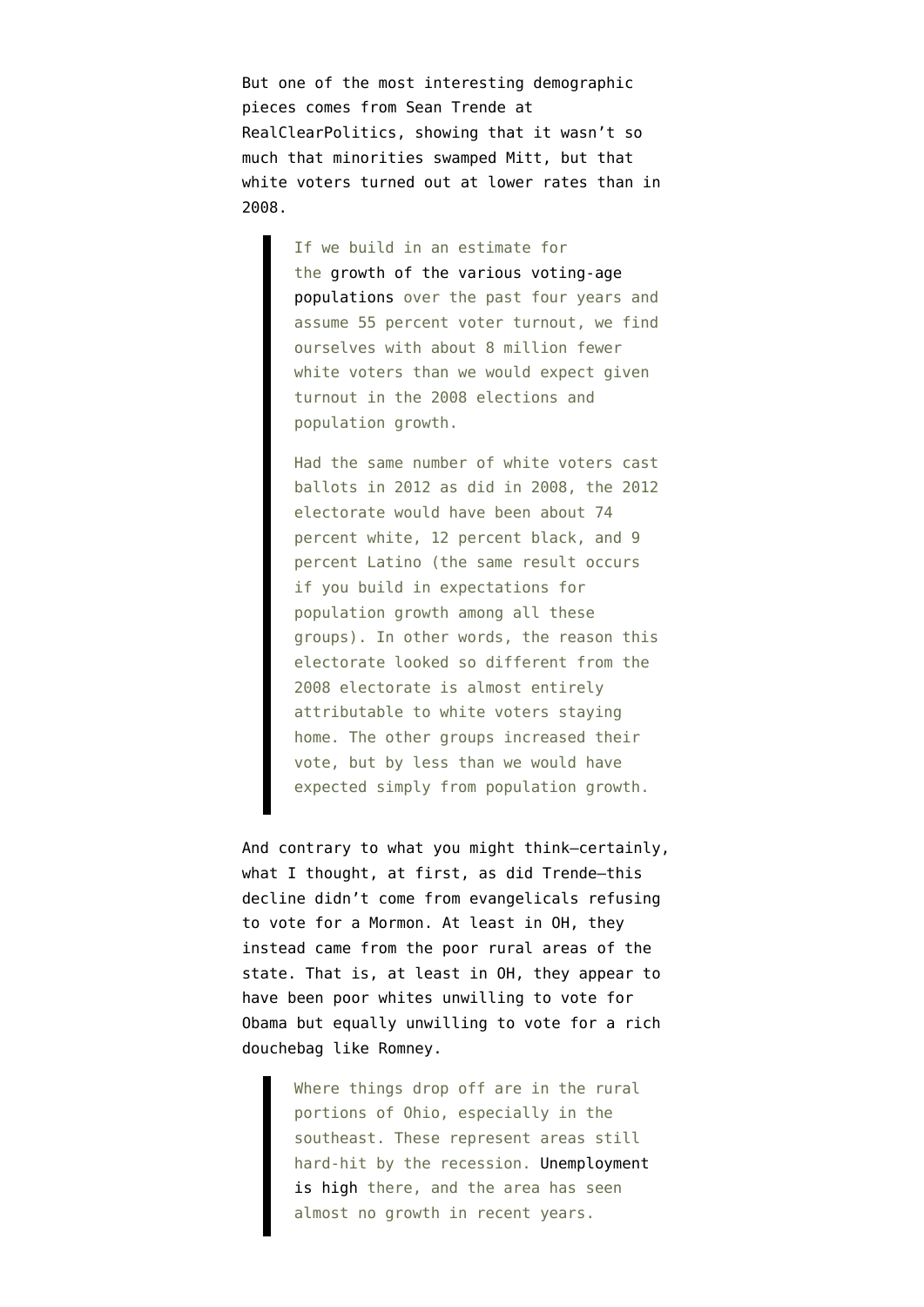But one of the most interesting demographic pieces comes from Sean Trende at RealClearPolitics, showing that it wasn't so much that minorities swamped Mitt, but that white voters turned out at lower rates than in 2008.

> If we build in an estimate for the growth of the various voting-age populations over the past four years and assume 55 percent voter turnout, we find ourselves with about 8 million fewer white voters than we would expect given turnout in the 2008 elections and population growth.
>
> Had the same number of white voters cast ballots in 2012 as did in 2008, the 2012 electorate would have been about 74 percent white, 12 percent black, and 9 percent Latino (the same result occurs if you build in expectations for population growth among all these groups). In other words, the reason this electorate looked so different from the 2008 electorate is almost entirely attributable to white voters staying home. The other groups increased their vote, but by less than we would have expected simply from population growth.

And contrary to what you might think—certainly, what I thought, at first, as did Trende—this decline didn't come from evangelicals refusing to vote for a Mormon. At least in OH, they instead came from the poor rural areas of the state. That is, at least in OH, they appear to have been poor whites unwilling to vote for Obama but equally unwilling to vote for a rich douchebag like Romney.

> Where things drop off are in the rural portions of Ohio, especially in the southeast. These represent areas still hard-hit by the recession. Unemployment is high there, and the area has seen almost no growth in recent years.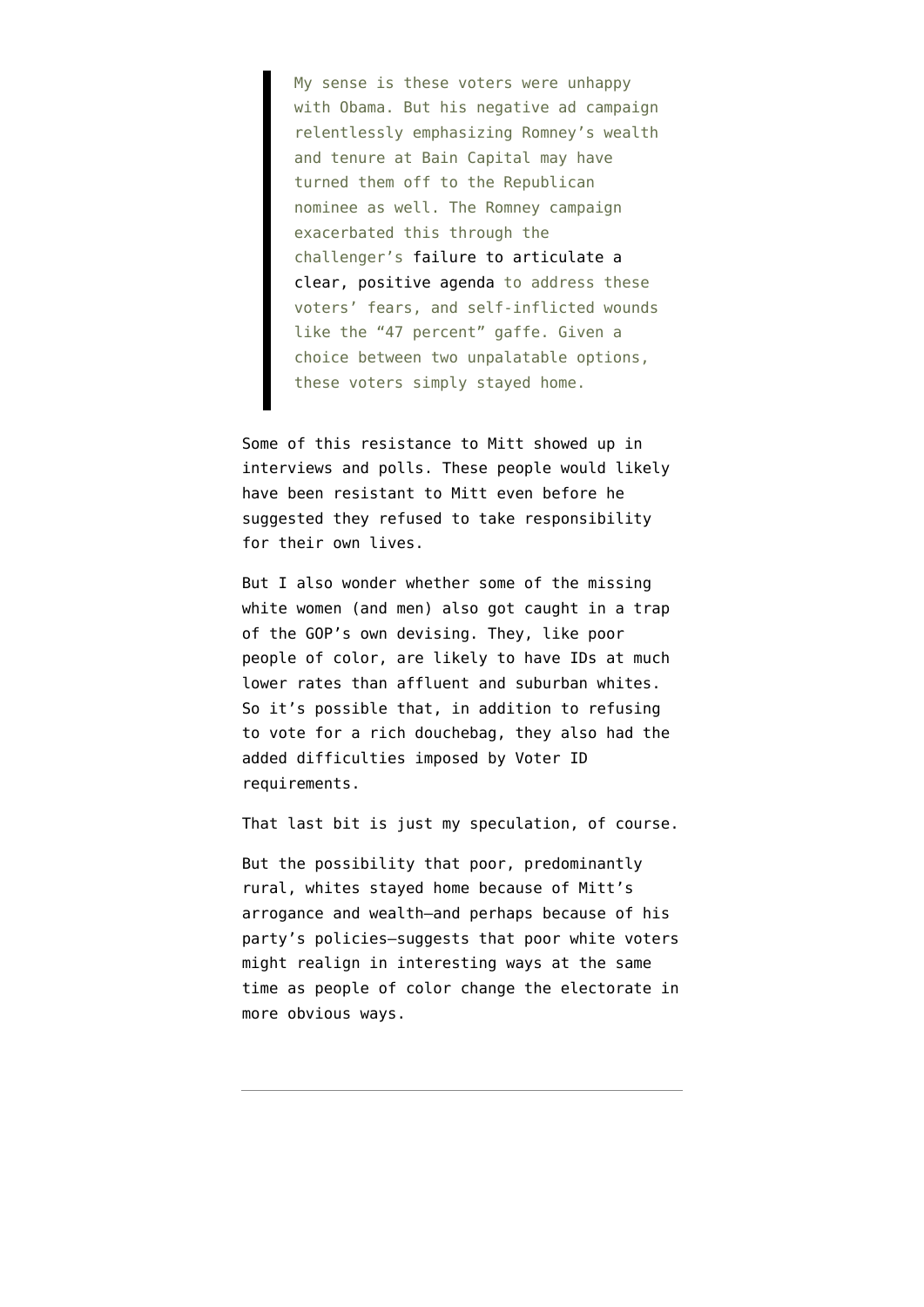> My sense is these voters were unhappy with Obama. But his negative ad campaign relentlessly emphasizing Romney's wealth and tenure at Bain Capital may have turned them off to the Republican nominee as well. The Romney campaign exacerbated this through the challenger's failure to articulate a clear, positive agenda to address these voters' fears, and self-inflicted wounds like the "47 percent" gaffe. Given a choice between two unpalatable options, these voters simply stayed home.

Some of this resistance to Mitt showed up in interviews and polls. These people would likely have been resistant to Mitt even before he suggested they refused to take responsibility for their own lives.

But I also wonder whether some of the missing white women (and men) also got caught in a trap of the GOP's own devising. They, like poor people of color, are likely to have IDs at much lower rates than affluent and suburban whites. So it's possible that, in addition to refusing to vote for a rich douchebag, they also had the added difficulties imposed by Voter ID requirements.

That last bit is just my speculation, of course.

But the possibility that poor, predominantly rural, whites stayed home because of Mitt's arrogance and wealth—and perhaps because of his party's policies—suggests that poor white voters might realign in interesting ways at the same time as people of color change the electorate in more obvious ways.

---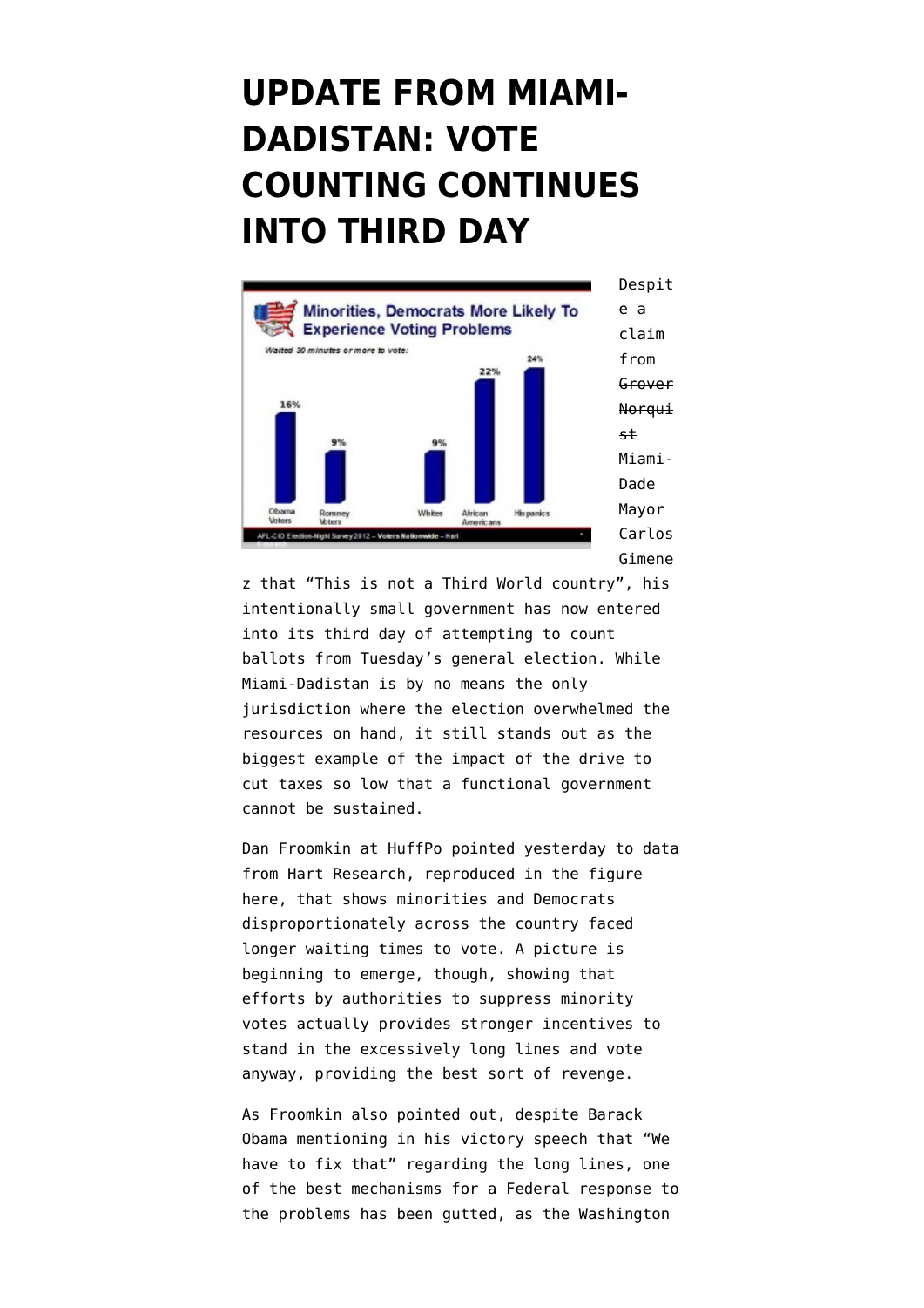# UPDATE FROM MIAMI-DADISTAN: VOTE COUNTING CONTINUES INTO THIRD DAY

Despite a claim from ~~Grover Norquist~~ Miami-Dade Mayor Carlos Gimenez that "This is not a Third World country", his intentionally small government has now entered into its third day of attempting to count ballots from Tuesday's general election. While Miami-Dadistan is by no means the only jurisdiction where the election overwhelmed the resources on hand, it still stands out as the biggest example of the impact of the drive to cut taxes so low that a functional government cannot be sustained.

Dan Froomkin at HuffPo pointed yesterday to data from Hart Research, reproduced in the figure here, that shows minorities and Democrats disproportionately across the country faced longer waiting times to vote. A picture is beginning to emerge, though, showing that efforts by authorities to suppress minority votes actually provides stronger incentives to stand in the excessively long lines and vote anyway, providing the best sort of revenge.

As Froomkin also pointed out, despite Barack Obama mentioning in his victory speech that "We have to fix that" regarding the long lines, one of the best mechanisms for a Federal response to the problems has been gutted, as the Washington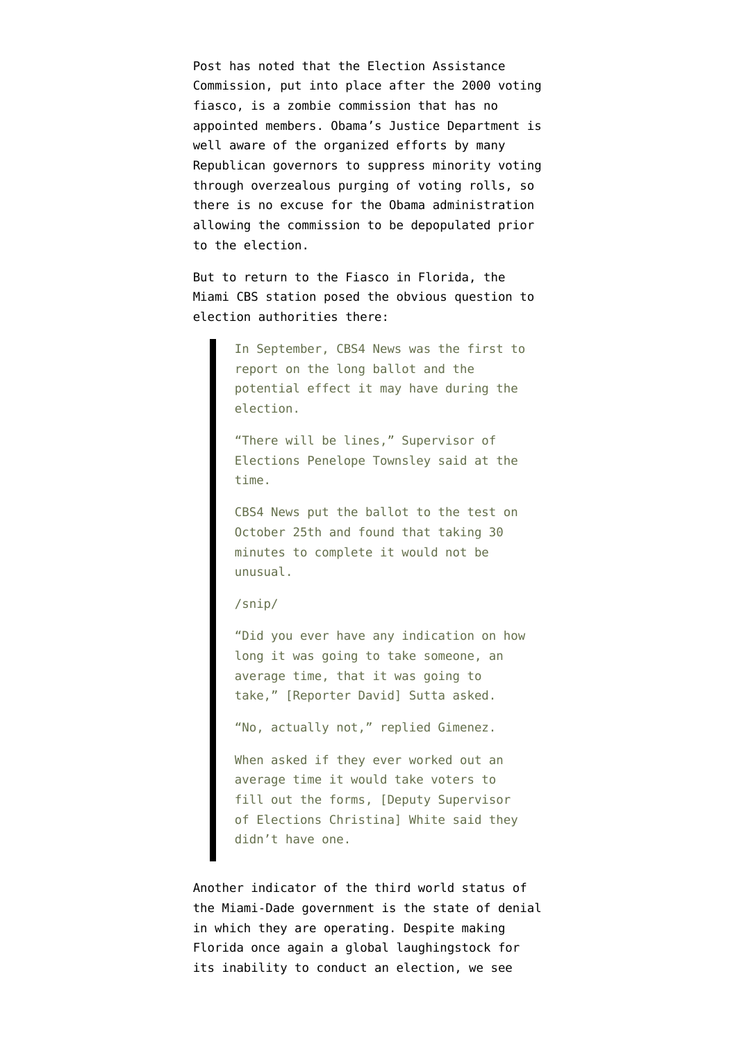Post has noted that the Election Assistance Commission, put into place after the 2000 voting fiasco, is a zombie commission that has no appointed members. Obama's Justice Department is well aware of the organized efforts by many Republican governors to suppress minority voting through overzealous purging of voting rolls, so there is no excuse for the Obama administration allowing the commission to be depopulated prior to the election.

But to return to the Fiasco in Florida, the Miami CBS station posed the obvious question to election authorities there:

> In September, CBS4 News was the first to report on the long ballot and the potential effect it may have during the election.
>
> "There will be lines," Supervisor of Elections Penelope Townsley said at the time.
>
> CBS4 News put the ballot to the test on October 25th and found that taking 30 minutes to complete it would not be unusual.
>
> /snip/
>
> "Did you ever have any indication on how long it was going to take someone, an average time, that it was going to take," [Reporter David] Sutta asked.
>
> "No, actually not," replied Gimenez.
>
> When asked if they ever worked out an average time it would take voters to fill out the forms, [Deputy Supervisor of Elections Christina] White said they didn't have one.

Another indicator of the third world status of the Miami-Dade government is the state of denial in which they are operating. Despite making Florida once again a global laughingstock for its inability to conduct an election, we see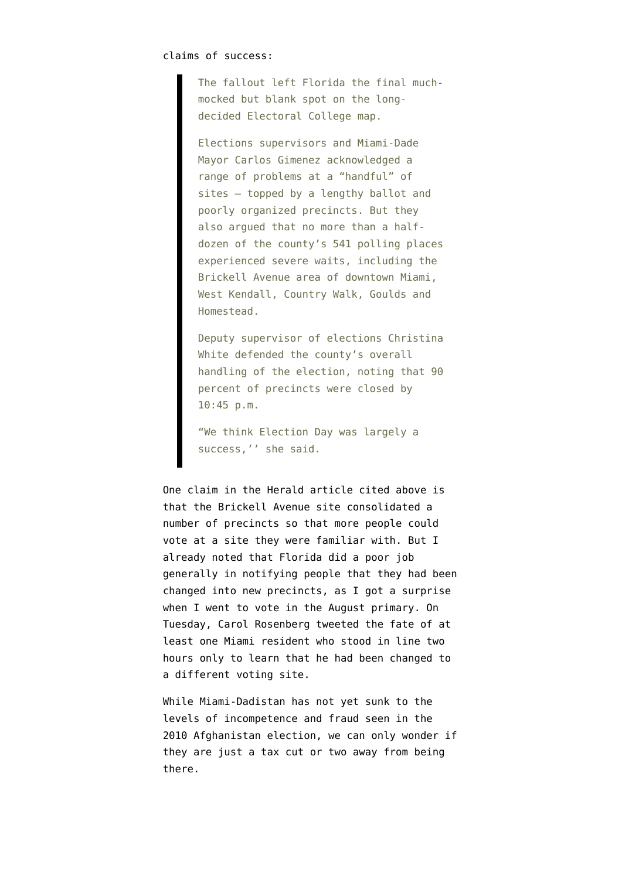claims of success:

> The fallout left Florida the final much-mocked but blank spot on the long-decided Electoral College map.
>
> Elections supervisors and Miami-Dade Mayor Carlos Gimenez acknowledged a range of problems at a "handful" of sites — topped by a lengthy ballot and poorly organized precincts. But they also argued that no more than a half-dozen of the county's 541 polling places experienced severe waits, including the Brickell Avenue area of downtown Miami, West Kendall, Country Walk, Goulds and Homestead.
>
> Deputy supervisor of elections Christina White defended the county's overall handling of the election, noting that 90 percent of precincts were closed by 10:45 p.m.
>
> "We think Election Day was largely a success,'' she said.

One claim in the Herald article cited above is that the Brickell Avenue site consolidated a number of precincts so that more people could vote at a site they were familiar with. But I already noted that Florida did a poor job generally in notifying people that they had been changed into new precincts, as I got a surprise when I went to vote in the August primary. On Tuesday, Carol Rosenberg tweeted the fate of at least one Miami resident who stood in line two hours only to learn that he had been changed to a different voting site.

While Miami-Dadistan has not yet sunk to the levels of incompetence and fraud seen in the 2010 Afghanistan election, we can only wonder if they are just a tax cut or two away from being there.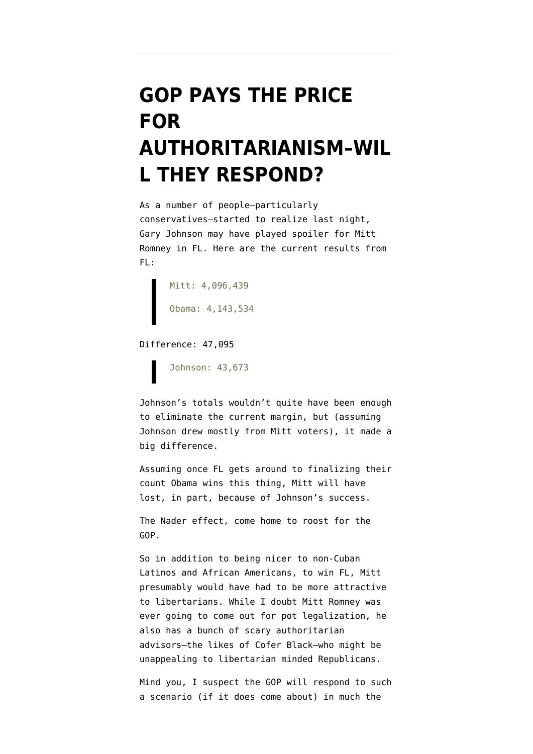# GOP PAYS THE PRICE FOR AUTHORITARIANISM–WILL THEY RESPOND?

As a number of people–particularly conservatives–started to realize last night, Gary Johnson may have played spoiler for Mitt Romney in FL. Here are the current results from FL:

> Mitt: 4,096,439
>
> Obama: 4,143,534

Difference: 47,095

> Johnson: 43,673

Johnson's totals wouldn't quite have been enough to eliminate the current margin, but (assuming Johnson drew mostly from Mitt voters), it made a big difference.

Assuming once FL gets around to finalizing their count Obama wins this thing, Mitt will have lost, in part, because of Johnson's success.

The Nader effect, come home to roost for the GOP.

So in addition to being nicer to non-Cuban Latinos and African Americans, to win FL, Mitt presumably would have had to be more attractive to libertarians. While I doubt Mitt Romney was ever going to come out for pot legalization, he also has a bunch of scary authoritarian advisors–the likes of Cofer Black–who might be unappealing to libertarian minded Republicans.

Mind you, I suspect the GOP will respond to such a scenario (if it does come about) in much the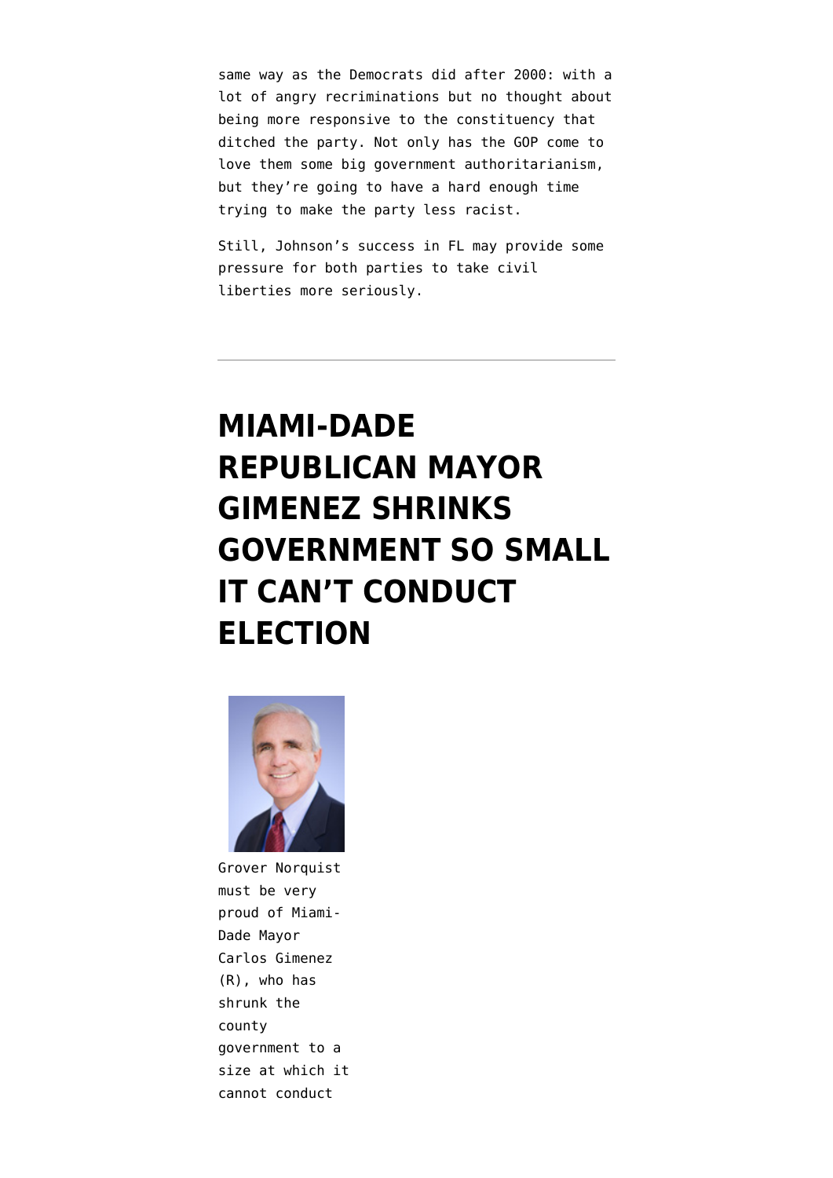same way as the Democrats did after 2000: with a lot of angry recriminations but no thought about being more responsive to the constituency that ditched the party. Not only has the GOP come to love them some big government authoritarianism, but they're going to have a hard enough time trying to make the party less racist.

Still, Johnson's success in FL may provide some pressure for both parties to take civil liberties more seriously.

---

# MIAMI-DADE REPUBLICAN MAYOR GIMENEZ SHRINKS GOVERNMENT SO SMALL IT CAN'T CONDUCT ELECTION

Grover Norquist must be very proud of Miami-Dade Mayor Carlos Gimenez (R), who has shrunk the county government to a size at which it cannot conduct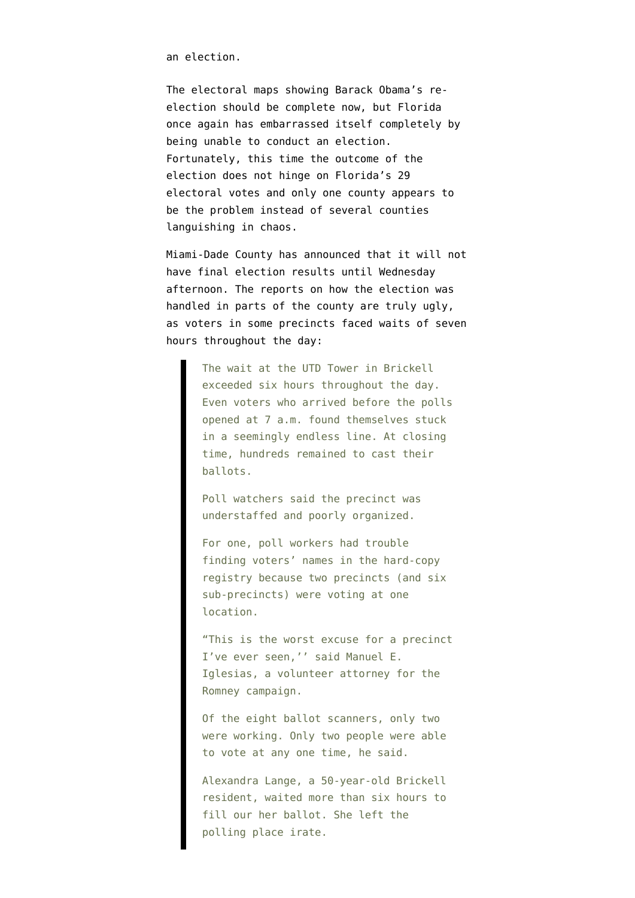an election.

The electoral maps showing Barack Obama's re-election should be complete now, but Florida once again has embarrassed itself completely by being unable to conduct an election. Fortunately, this time the outcome of the election does not hinge on Florida's 29 electoral votes and only one county appears to be the problem instead of several counties languishing in chaos.

Miami-Dade County has announced that it will not have final election results until Wednesday afternoon. The reports on how the election was handled in parts of the county are truly ugly, as voters in some precincts faced waits of seven hours throughout the day:

> The wait at the UTD Tower in Brickell exceeded six hours throughout the day. Even voters who arrived before the polls opened at 7 a.m. found themselves stuck in a seemingly endless line. At closing time, hundreds remained to cast their ballots.
>
> Poll watchers said the precinct was understaffed and poorly organized.
>
> For one, poll workers had trouble finding voters' names in the hard-copy registry because two precincts (and six sub-precincts) were voting at one location.
>
> "This is the worst excuse for a precinct I've ever seen,'' said Manuel E. Iglesias, a volunteer attorney for the Romney campaign.
>
> Of the eight ballot scanners, only two were working. Only two people were able to vote at any one time, he said.
>
> Alexandra Lange, a 50-year-old Brickell resident, waited more than six hours to fill our her ballot. She left the polling place irate.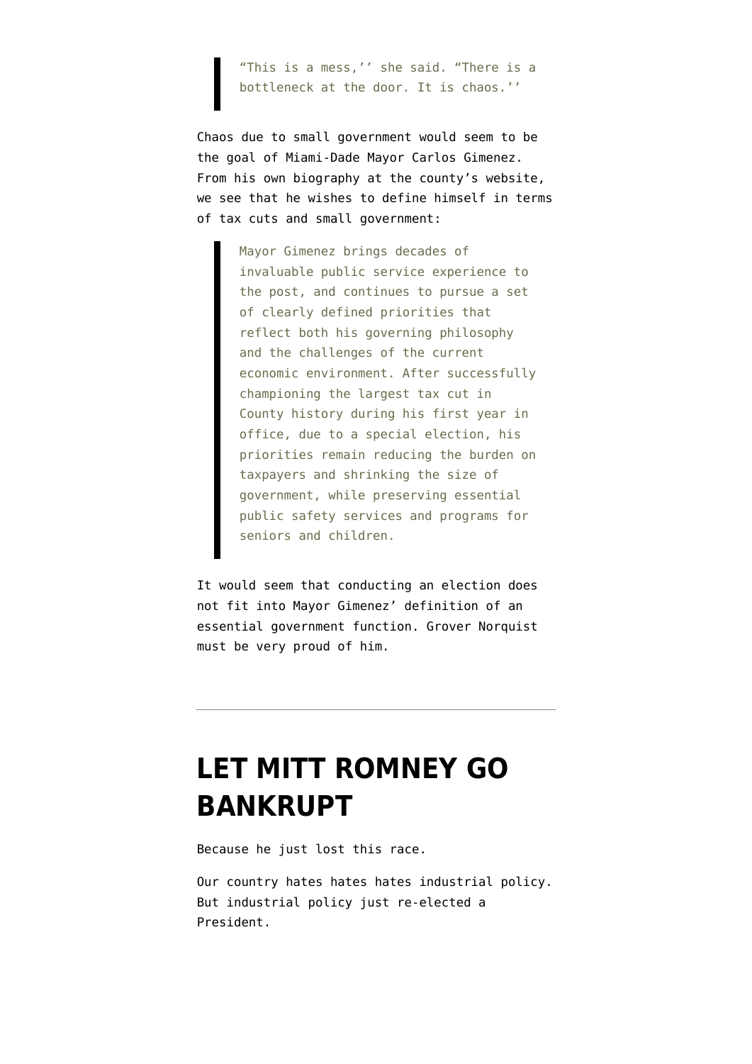> "This is a mess,'' she said. "There is a bottleneck at the door. It is chaos.''

Chaos due to small government would seem to be the goal of Miami-Dade Mayor Carlos Gimenez. From his own biography at the county's website, we see that he wishes to define himself in terms of tax cuts and small government:

> Mayor Gimenez brings decades of invaluable public service experience to the post, and continues to pursue a set of clearly defined priorities that reflect both his governing philosophy and the challenges of the current economic environment. After successfully championing the largest tax cut in County history during his first year in office, due to a special election, his priorities remain reducing the burden on taxpayers and shrinking the size of government, while preserving essential public safety services and programs for seniors and children.

It would seem that conducting an election does not fit into Mayor Gimenez' definition of an essential government function. Grover Norquist must be very proud of him.

---

# LET MITT ROMNEY GO BANKRUPT

Because he just lost this race.

Our country hates hates hates industrial policy. But industrial policy just re-elected a President.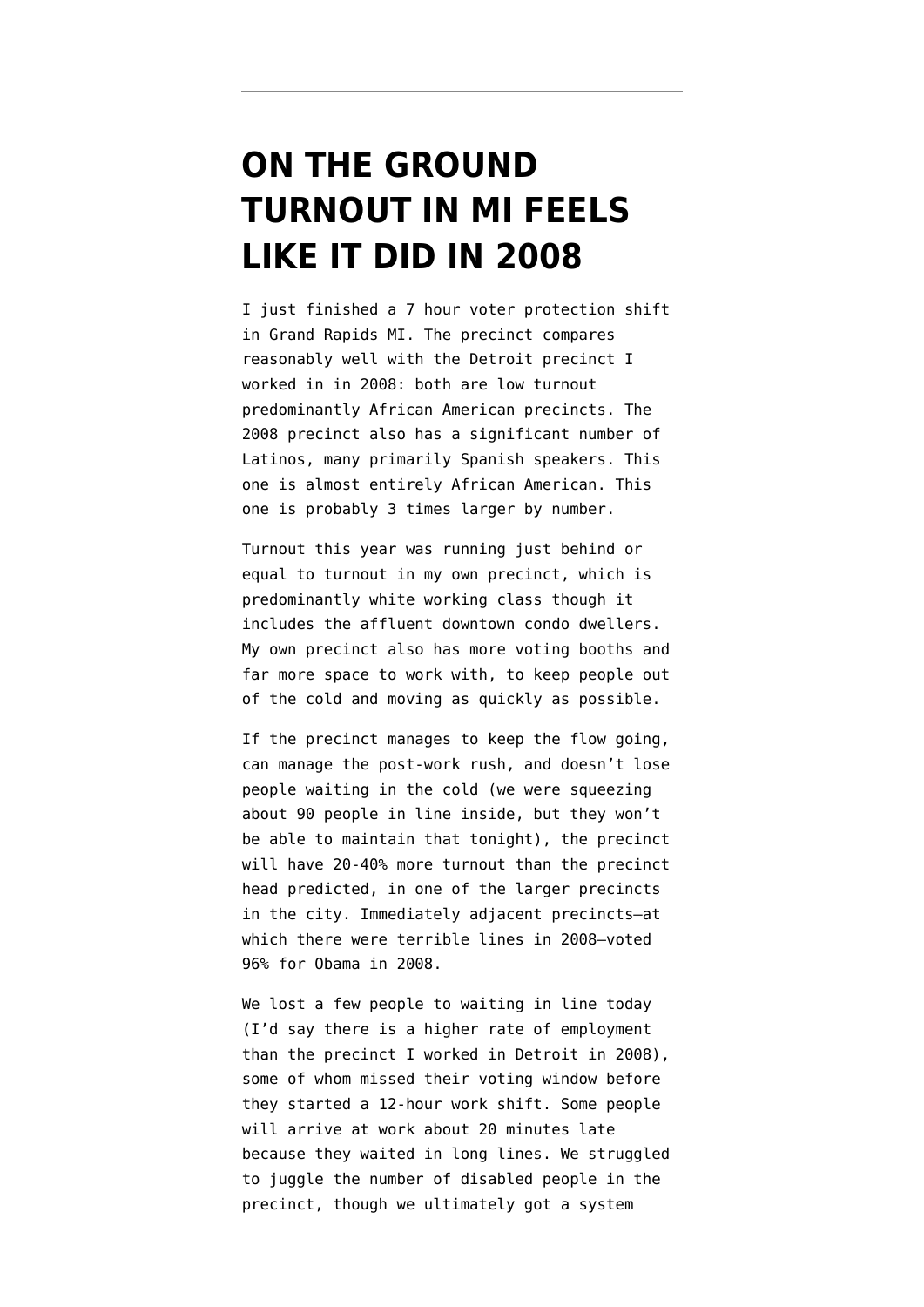# ON THE GROUND TURNOUT IN MI FEELS LIKE IT DID IN 2008

I just finished a 7 hour voter protection shift in Grand Rapids MI. The precinct compares reasonably well with the Detroit precinct I worked in in 2008: both are low turnout predominantly African American precincts. The 2008 precinct also has a significant number of Latinos, many primarily Spanish speakers. This one is almost entirely African American. This one is probably 3 times larger by number.

Turnout this year was running just behind or equal to turnout in my own precinct, which is predominantly white working class though it includes the affluent downtown condo dwellers. My own precinct also has more voting booths and far more space to work with, to keep people out of the cold and moving as quickly as possible.

If the precinct manages to keep the flow going, can manage the post-work rush, and doesn't lose people waiting in the cold (we were squeezing about 90 people in line inside, but they won't be able to maintain that tonight), the precinct will have 20-40% more turnout than the precinct head predicted, in one of the larger precincts in the city. Immediately adjacent precincts—at which there were terrible lines in 2008—voted 96% for Obama in 2008.

We lost a few people to waiting in line today (I'd say there is a higher rate of employment than the precinct I worked in Detroit in 2008), some of whom missed their voting window before they started a 12-hour work shift. Some people will arrive at work about 20 minutes late because they waited in long lines. We struggled to juggle the number of disabled people in the precinct, though we ultimately got a system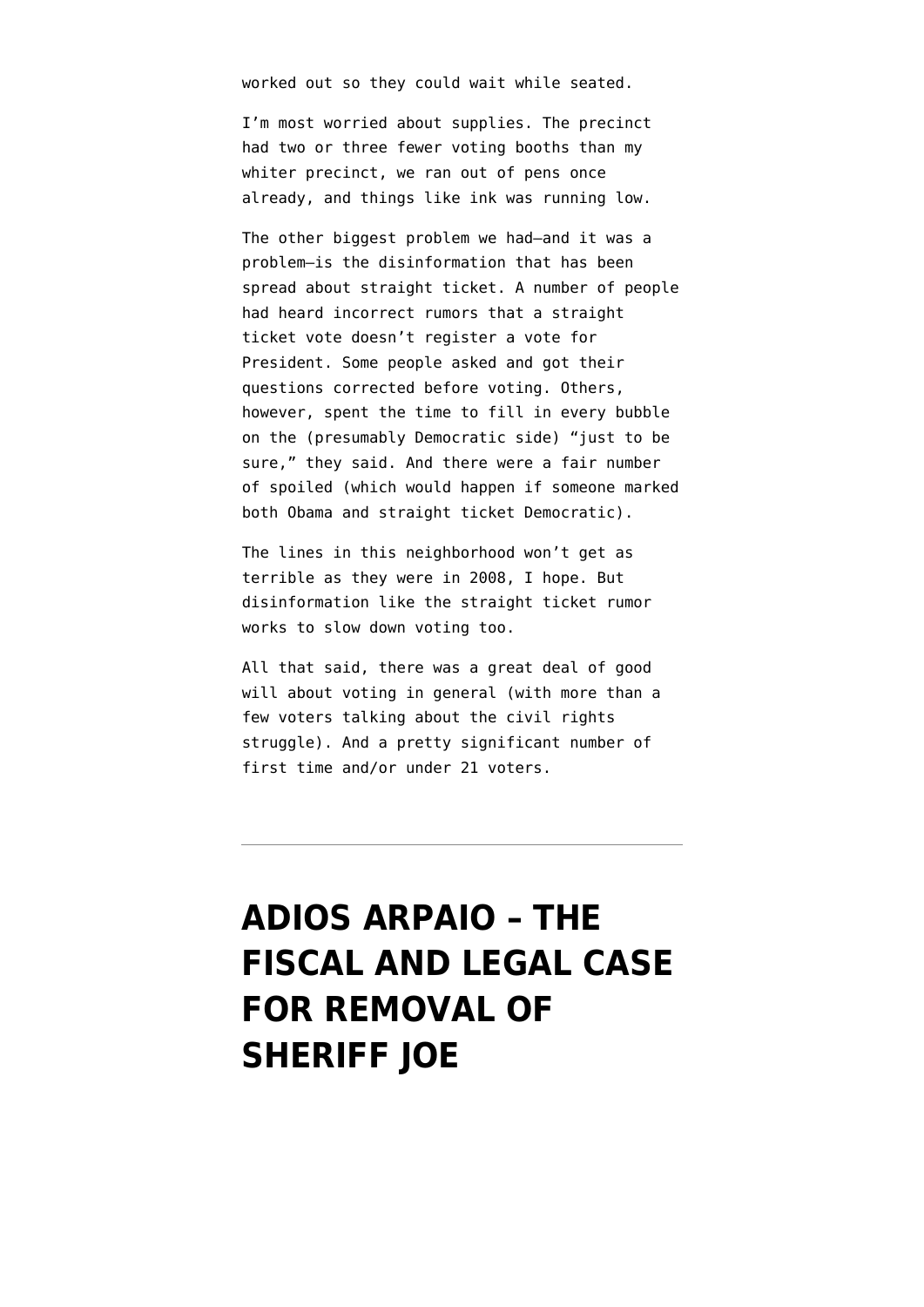worked out so they could wait while seated.

I'm most worried about supplies. The precinct had two or three fewer voting booths than my whiter precinct, we ran out of pens once already, and things like ink was running low.

The other biggest problem we had–and it was a problem–is the disinformation that has been spread about straight ticket. A number of people had heard incorrect rumors that a straight ticket vote doesn't register a vote for President. Some people asked and got their questions corrected before voting. Others, however, spent the time to fill in every bubble on the (presumably Democratic side) "just to be sure," they said. And there were a fair number of spoiled (which would happen if someone marked both Obama and straight ticket Democratic).

The lines in this neighborhood won't get as terrible as they were in 2008, I hope. But disinformation like the straight ticket rumor works to slow down voting too.

All that said, there was a great deal of good will about voting in general (with more than a few voters talking about the civil rights struggle). And a pretty significant number of first time and/or under 21 voters.

---

# ADIOS ARPAIO – THE FISCAL AND LEGAL CASE FOR REMOVAL OF SHERIFF JOE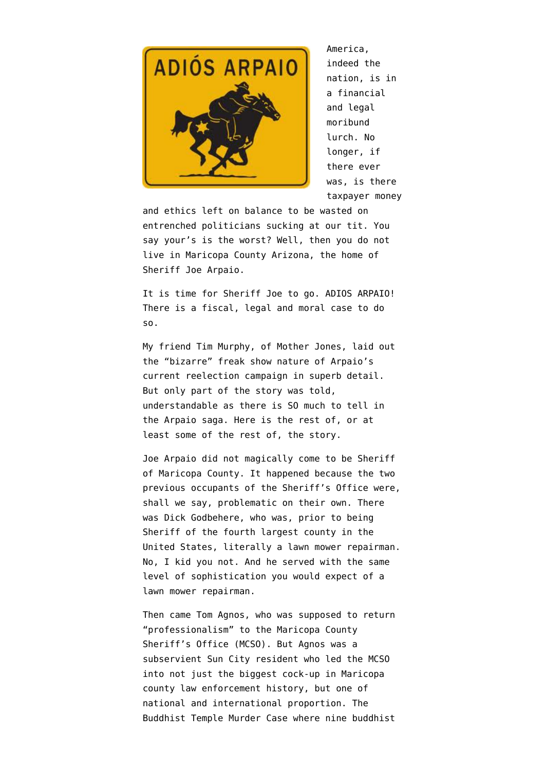America, indeed the nation, is in a financial and legal moribund lurch. No longer, if there ever was, is there taxpayer money and ethics left on balance to be wasted on entrenched politicians sucking at our tit. You say your's is the worst? Well, then you do not live in Maricopa County Arizona, the home of Sheriff Joe Arpaio.

It is time for Sheriff Joe to go. ADIOS ARPAIO! There is a fiscal, legal and moral case to do so.

My friend Tim Murphy, of Mother Jones, laid out the "bizarre" freak show nature of Arpaio's current reelection campaign in superb detail. But only part of the story was told, understandable as there is SO much to tell in the Arpaio saga. Here is the rest of, or at least some of the rest of, the story.

Joe Arpaio did not magically come to be Sheriff of Maricopa County. It happened because the two previous occupants of the Sheriff's Office were, shall we say, problematic on their own. There was Dick Godbehere, who was, prior to being Sheriff of the fourth largest county in the United States, literally a lawn mower repairman. No, I kid you not. And he served with the same level of sophistication you would expect of a lawn mower repairman.

Then came Tom Agnos, who was supposed to return "professionalism" to the Maricopa County Sheriff's Office (MCSO). But Agnos was a subservient Sun City resident who led the MCSO into not just the biggest cock-up in Maricopa county law enforcement history, but one of national and international proportion. The Buddhist Temple Murder Case where nine buddhist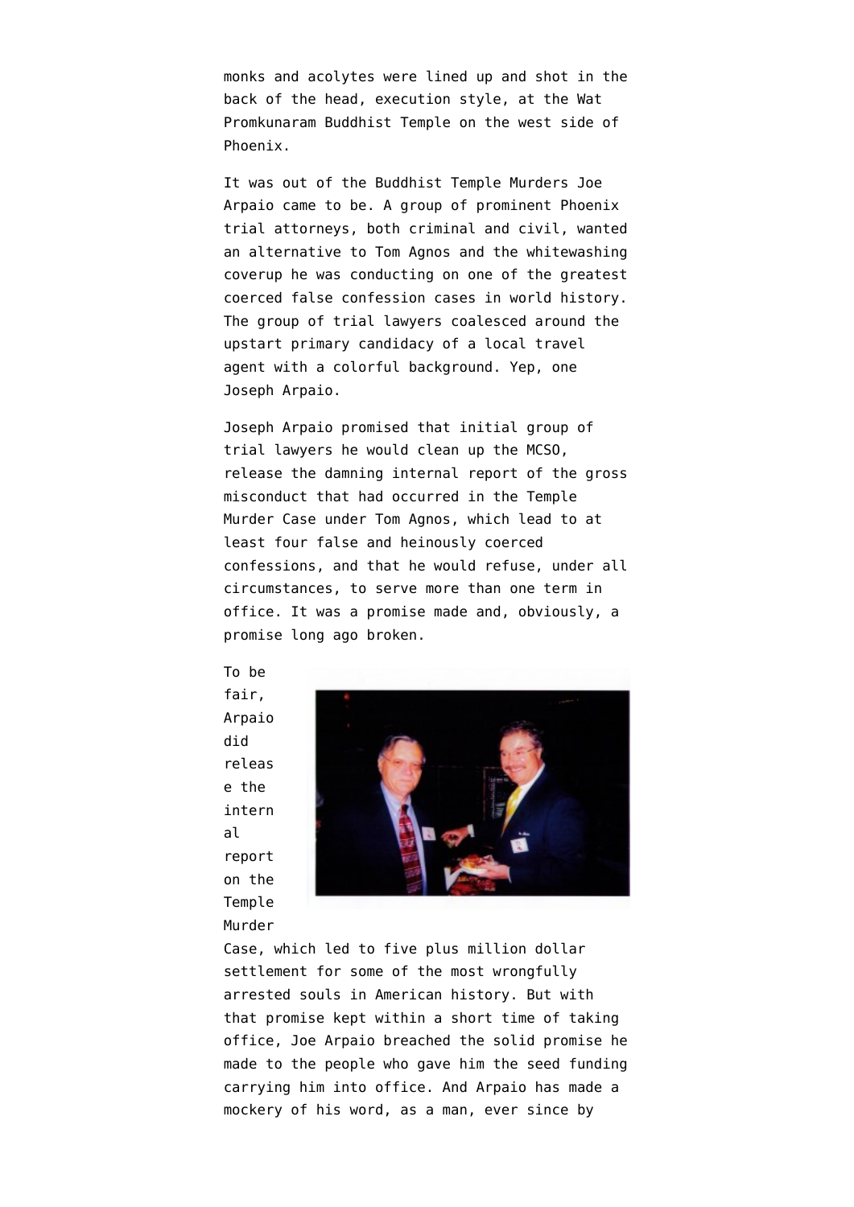monks and acolytes were lined up and shot in the back of the head, execution style, at the Wat Promkunaram Buddhist Temple on the west side of Phoenix.

It was out of the Buddhist Temple Murders Joe Arpaio came to be. A group of prominent Phoenix trial attorneys, both criminal and civil, wanted an alternative to Tom Agnos and the whitewashing coverup he was conducting on one of the greatest coerced false confession cases in world history. The group of trial lawyers coalesced around the upstart primary candidacy of a local travel agent with a colorful background. Yep, one Joseph Arpaio.

Joseph Arpaio promised that initial group of trial lawyers he would clean up the MCSO, release the damning internal report of the gross misconduct that had occurred in the Temple Murder Case under Tom Agnos, which lead to at least four false and heinously coerced confessions, and that he would refuse, under all circumstances, to serve more than one term in office. It was a promise made and, obviously, a promise long ago broken.

To be fair, Arpaio did release the internal report on the Temple Murder Case, which led to five plus million dollar settlement for some of the most wrongfully arrested souls in American history. But with that promise kept within a short time of taking office, Joe Arpaio breached the solid promise he made to the people who gave him the seed funding carrying him into office. And Arpaio has made a mockery of his word, as a man, ever since by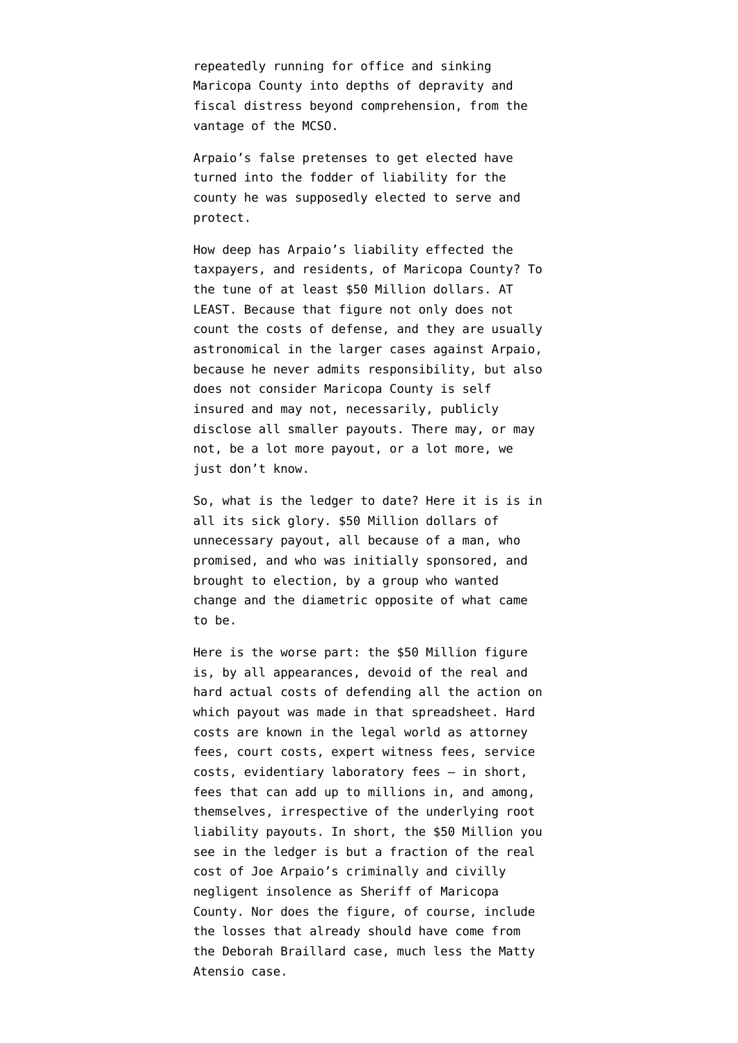repeatedly running for office and sinking Maricopa County into depths of depravity and fiscal distress beyond comprehension, from the vantage of the MCSO.

Arpaio's false pretenses to get elected have turned into the fodder of liability for the county he was supposedly elected to serve and protect.

How deep has Arpaio's liability effected the taxpayers, and residents, of Maricopa County? To the tune of at least $50 Million dollars. AT LEAST. Because that figure not only does not count the costs of defense, and they are usually astronomical in the larger cases against Arpaio, because he never admits responsibility, but also does not consider Maricopa County is self insured and may not, necessarily, publicly disclose all smaller payouts. There may, or may not, be a lot more payout, or a lot more, we just don't know.

So, what is the ledger to date? Here it is is in all its sick glory. $50 Million dollars of unnecessary payout, all because of a man, who promised, and who was initially sponsored, and brought to election, by a group who wanted change and the diametric opposite of what came to be.

Here is the worse part: the $50 Million figure is, by all appearances, devoid of the real and hard actual costs of defending all the action on which payout was made in that spreadsheet. Hard costs are known in the legal world as attorney fees, court costs, expert witness fees, service costs, evidentiary laboratory fees – in short, fees that can add up to millions in, and among, themselves, irrespective of the underlying root liability payouts. In short, the $50 Million you see in the ledger is but a fraction of the real cost of Joe Arpaio's criminally and civilly negligent insolence as Sheriff of Maricopa County. Nor does the figure, of course, include the losses that already should have come from the Deborah Braillard case, much less the Matty Atensio case.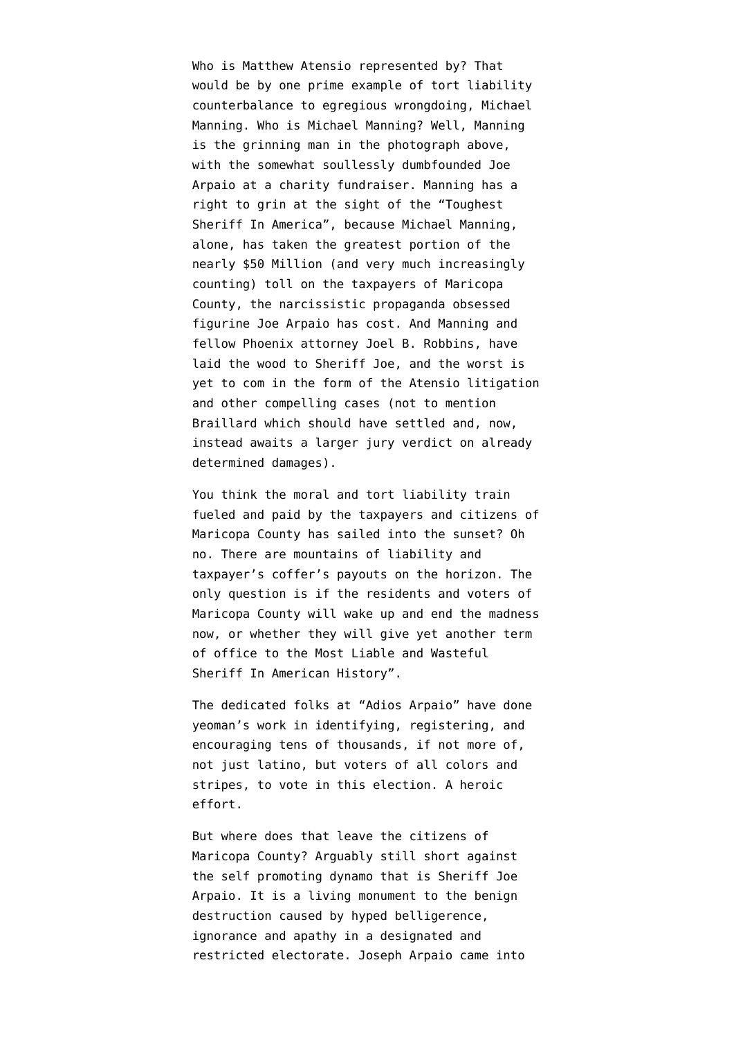Who is Matthew Atensio represented by? That would be by one prime example of tort liability counterbalance to egregious wrongdoing, Michael Manning. Who is Michael Manning? Well, Manning is the grinning man in the photograph above, with the somewhat soullessly dumbfounded Joe Arpaio at a charity fundraiser. Manning has a right to grin at the sight of the "Toughest Sheriff In America", because Michael Manning, alone, has taken the greatest portion of the nearly $50 Million (and very much increasingly counting) toll on the taxpayers of Maricopa County, the narcissistic propaganda obsessed figurine Joe Arpaio has cost. And Manning and fellow Phoenix attorney Joel B. Robbins, have laid the wood to Sheriff Joe, and the worst is yet to com in the form of the Atensio litigation and other compelling cases (not to mention Braillard which should have settled and, now, instead awaits a larger jury verdict on already determined damages).

You think the moral and tort liability train fueled and paid by the taxpayers and citizens of Maricopa County has sailed into the sunset? Oh no. There are mountains of liability and taxpayer's coffer's payouts on the horizon. The only question is if the residents and voters of Maricopa County will wake up and end the madness now, or whether they will give yet another term of office to the Most Liable and Wasteful Sheriff In American History".

The dedicated folks at "Adios Arpaio" have done yeoman's work in identifying, registering, and encouraging tens of thousands, if not more of, not just latino, but voters of all colors and stripes, to vote in this election. A heroic effort.

But where does that leave the citizens of Maricopa County? Arguably still short against the self promoting dynamo that is Sheriff Joe Arpaio. It is a living monument to the benign destruction caused by hyped belligerence, ignorance and apathy in a designated and restricted electorate. Joseph Arpaio came into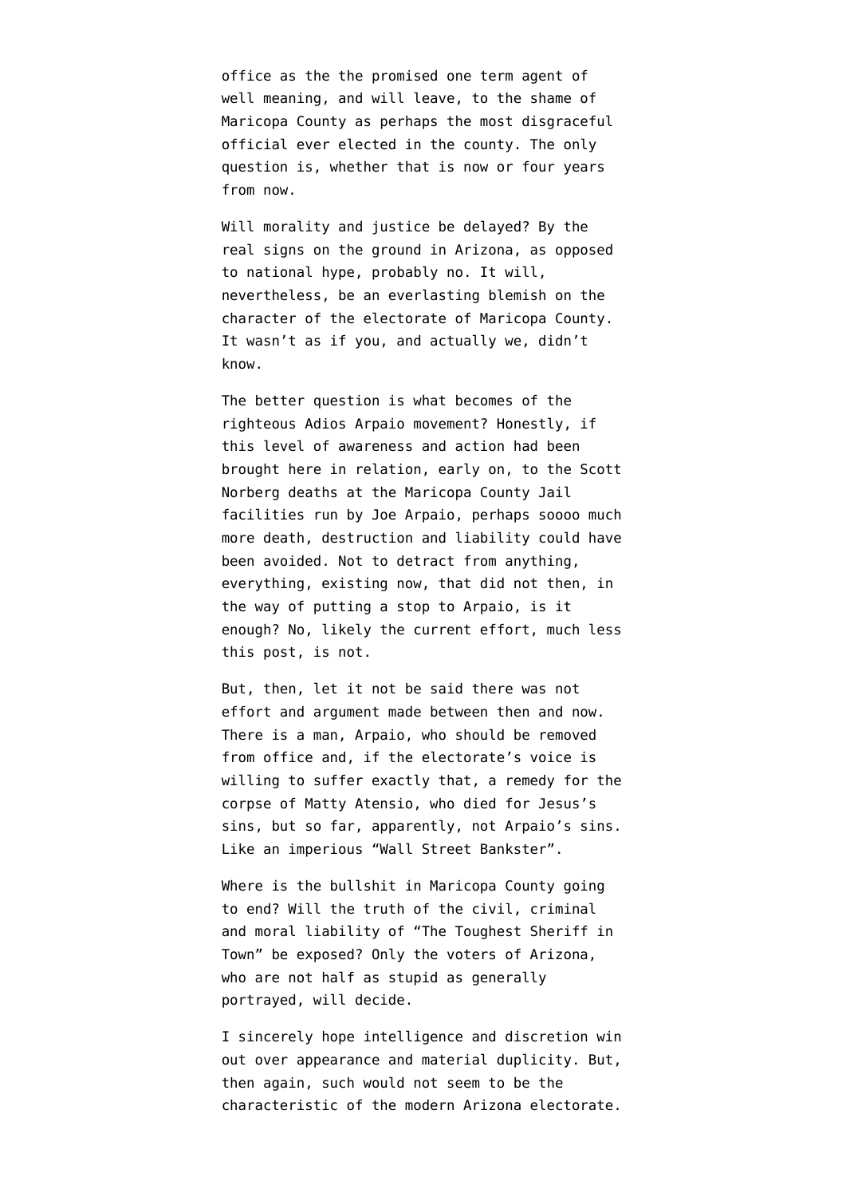office as the the promised one term agent of well meaning, and will leave, to the shame of Maricopa County as perhaps the most disgraceful official ever elected in the county. The only question is, whether that is now or four years from now.

Will morality and justice be delayed? By the real signs on the ground in Arizona, as opposed to national hype, probably no. It will, nevertheless, be an everlasting blemish on the character of the electorate of Maricopa County. It wasn't as if you, and actually we, didn't know.

The better question is what becomes of the righteous Adios Arpaio movement? Honestly, if this level of awareness and action had been brought here in relation, early on, to the Scott Norberg deaths at the Maricopa County Jail facilities run by Joe Arpaio, perhaps soooo much more death, destruction and liability could have been avoided. Not to detract from anything, everything, existing now, that did not then, in the way of putting a stop to Arpaio, is it enough? No, likely the current effort, much less this post, is not.

But, then, let it not be said there was not effort and argument made between then and now. There is a man, Arpaio, who should be removed from office and, if the electorate's voice is willing to suffer exactly that, a remedy for the corpse of Matty Atensio, who died for Jesus's sins, but so far, apparently, not Arpaio's sins. Like an imperious "Wall Street Bankster".

Where is the bullshit in Maricopa County going to end? Will the truth of the civil, criminal and moral liability of "The Toughest Sheriff in Town" be exposed? Only the voters of Arizona, who are not half as stupid as generally portrayed, will decide.

I sincerely hope intelligence and discretion win out over appearance and material duplicity. But, then again, such would not seem to be the characteristic of the modern Arizona electorate.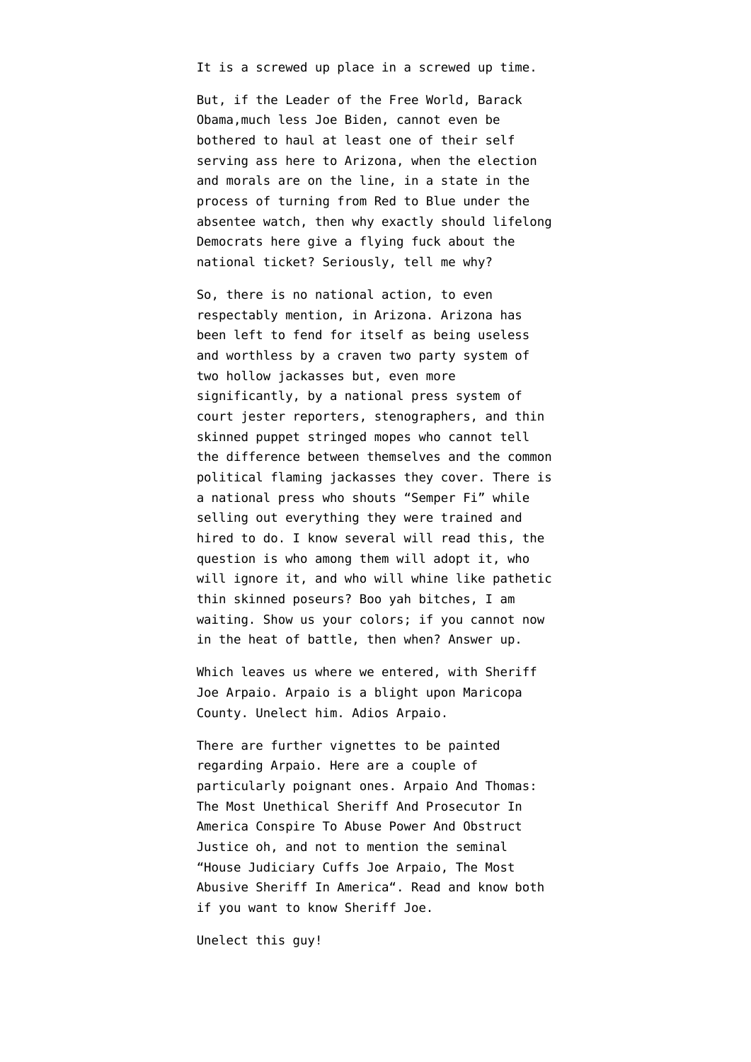It is a screwed up place in a screwed up time.

But, if the Leader of the Free World, Barack Obama,much less Joe Biden, cannot even be bothered to haul at least one of their self serving ass here to Arizona, when the election and morals are on the line, in a state in the process of turning from Red to Blue under the absentee watch, then why exactly should lifelong Democrats here give a flying fuck about the national ticket? Seriously, tell me why?

So, there is no national action, to even respectably mention, in Arizona. Arizona has been left to fend for itself as being useless and worthless by a craven two party system of two hollow jackasses but, even more significantly, by a national press system of court jester reporters, stenographers, and thin skinned puppet stringed mopes who cannot tell the difference between themselves and the common political flaming jackasses they cover. There is a national press who shouts "Semper Fi" while selling out everything they were trained and hired to do. I know several will read this, the question is who among them will adopt it, who will ignore it, and who will whine like pathetic thin skinned poseurs? Boo yah bitches, I am waiting. Show us your colors; if you cannot now in the heat of battle, then when? Answer up.

Which leaves us where we entered, with Sheriff Joe Arpaio. Arpaio is a blight upon Maricopa County. Unelect him. Adios Arpaio.

There are further vignettes to be painted regarding Arpaio. Here are a couple of particularly poignant ones. Arpaio And Thomas: The Most Unethical Sheriff And Prosecutor In America Conspire To Abuse Power And Obstruct Justice oh, and not to mention the seminal "House Judiciary Cuffs Joe Arpaio, The Most Abusive Sheriff In America". Read and know both if you want to know Sheriff Joe.

Unelect this guy!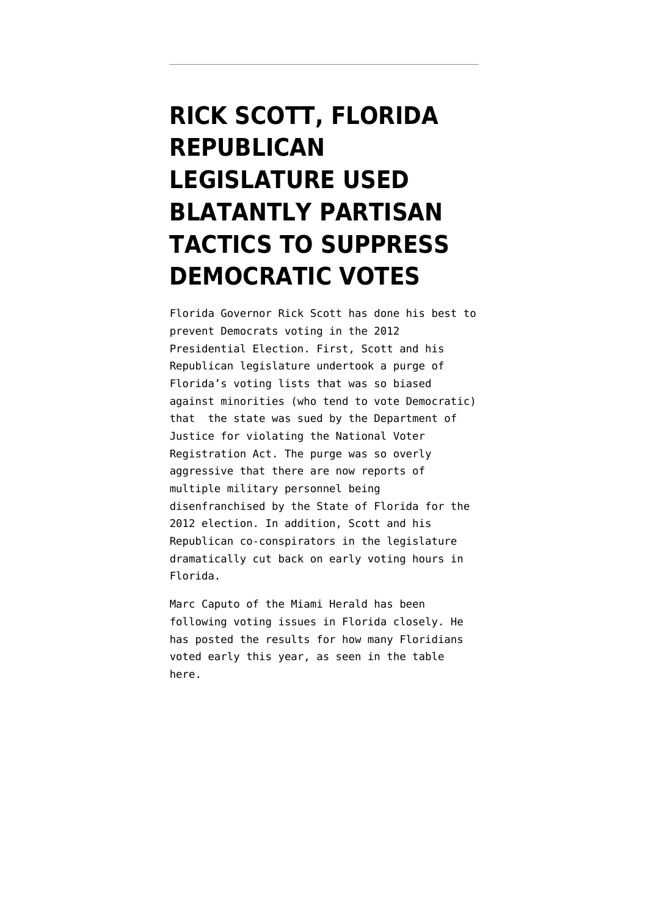# RICK SCOTT, FLORIDA REPUBLICAN LEGISLATURE USED BLATANTLY PARTISAN TACTICS TO SUPPRESS DEMOCRATIC VOTES

Florida Governor Rick Scott has done his best to prevent Democrats voting in the 2012 Presidential Election. First, Scott and his Republican legislature undertook a purge of Florida's voting lists that was so biased against minorities (who tend to vote Democratic) that the state was sued by the Department of Justice for violating the National Voter Registration Act. The purge was so overly aggressive that there are now reports of multiple military personnel being disenfranchised by the State of Florida for the 2012 election. In addition, Scott and his Republican co-conspirators in the legislature dramatically cut back on early voting hours in Florida.

Marc Caputo of the Miami Herald has been following voting issues in Florida closely. He has posted the results for how many Floridians voted early this year, as seen in the table here.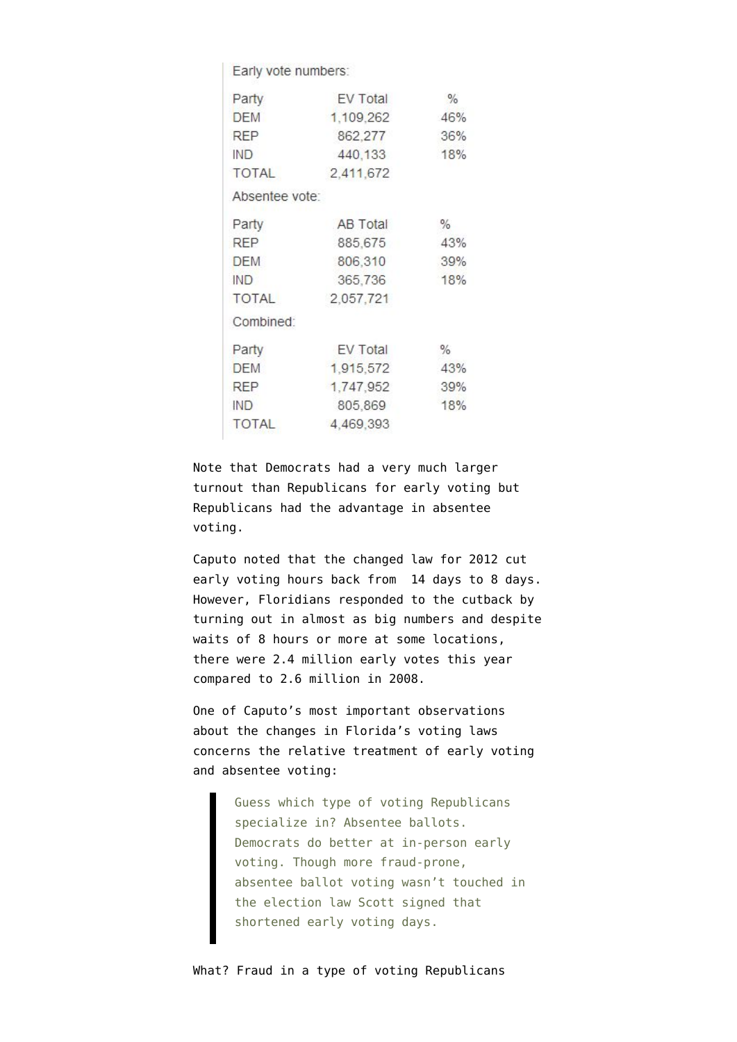Early vote numbers:

| Party | EV Total | % |
|---|---|---|
| DEM | 1,109,262 | 46% |
| REP | 862,277 | 36% |
| IND | 440,133 | 18% |
| TOTAL | 2,411,672 | |

Absentee vote:

| Party | AB Total | % |
|---|---|---|
| REP | 885,675 | 43% |
| DEM | 806,310 | 39% |
| IND | 365,736 | 18% |
| TOTAL | 2,057,721 | |

Combined:

| Party | EV Total | % |
|---|---|---|
| DEM | 1,915,572 | 43% |
| REP | 1,747,952 | 39% |
| IND | 805,869 | 18% |
| TOTAL | 4,469,393 | |

Note that Democrats had a very much larger turnout than Republicans for early voting but Republicans had the advantage in absentee voting.

Caputo noted that the changed law for 2012 cut early voting hours back from 14 days to 8 days. However, Floridians responded to the cutback by turning out in almost as big numbers and despite waits of 8 hours or more at some locations, there were 2.4 million early votes this year compared to 2.6 million in 2008.

One of Caputo's most important observations about the changes in Florida's voting laws concerns the relative treatment of early voting and absentee voting:

> Guess which type of voting Republicans specialize in? Absentee ballots. Democrats do better at in-person early voting. Though more fraud-prone, absentee ballot voting wasn't touched in the election law Scott signed that shortened early voting days.

What? Fraud in a type of voting Republicans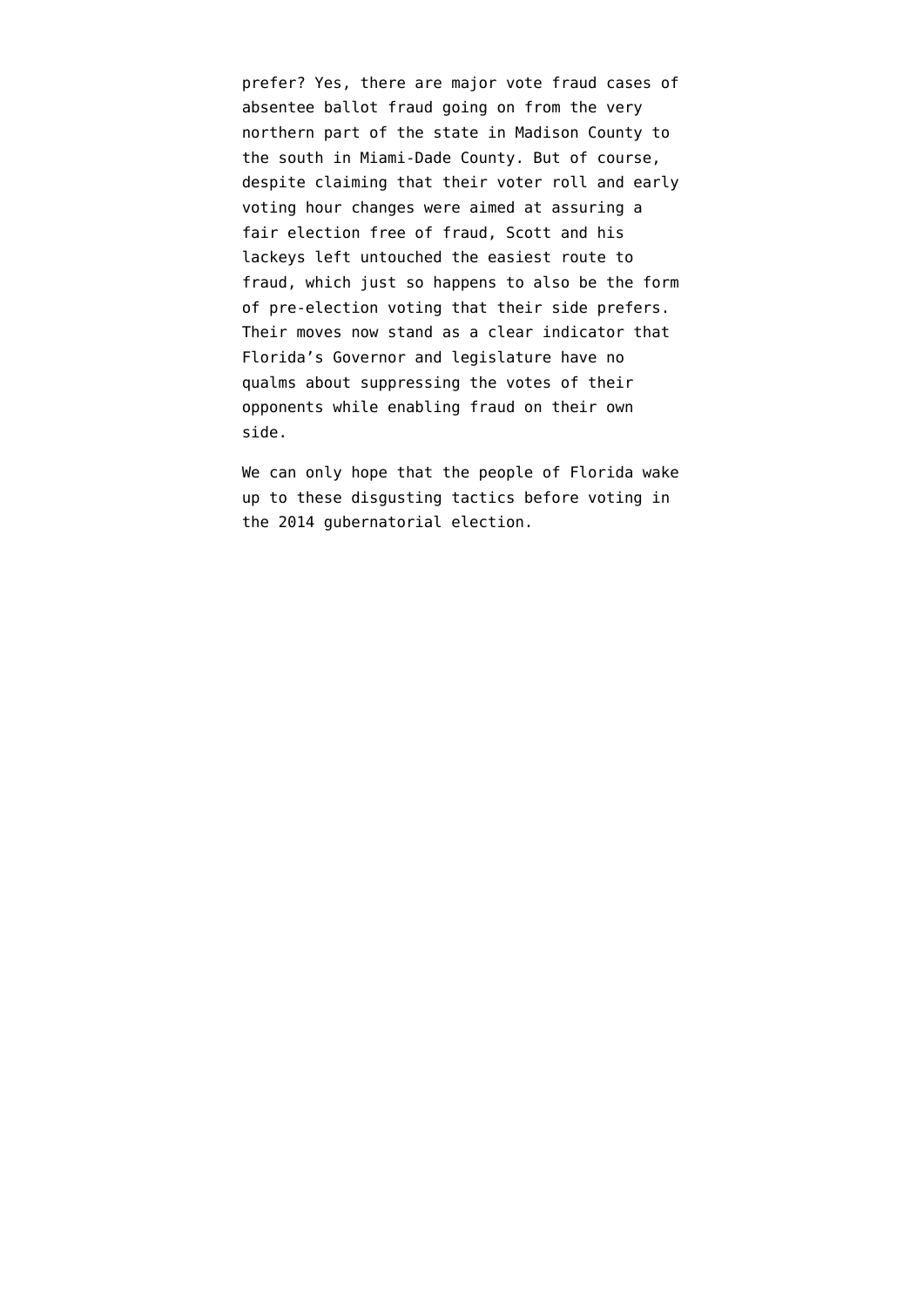prefer? Yes, there are major vote fraud cases of absentee ballot fraud going on from the very northern part of the state in Madison County to the south in Miami-Dade County. But of course, despite claiming that their voter roll and early voting hour changes were aimed at assuring a fair election free of fraud, Scott and his lackeys left untouched the easiest route to fraud, which just so happens to also be the form of pre-election voting that their side prefers. Their moves now stand as a clear indicator that Florida's Governor and legislature have no qualms about suppressing the votes of their opponents while enabling fraud on their own side.

We can only hope that the people of Florida wake up to these disgusting tactics before voting in the 2014 gubernatorial election.